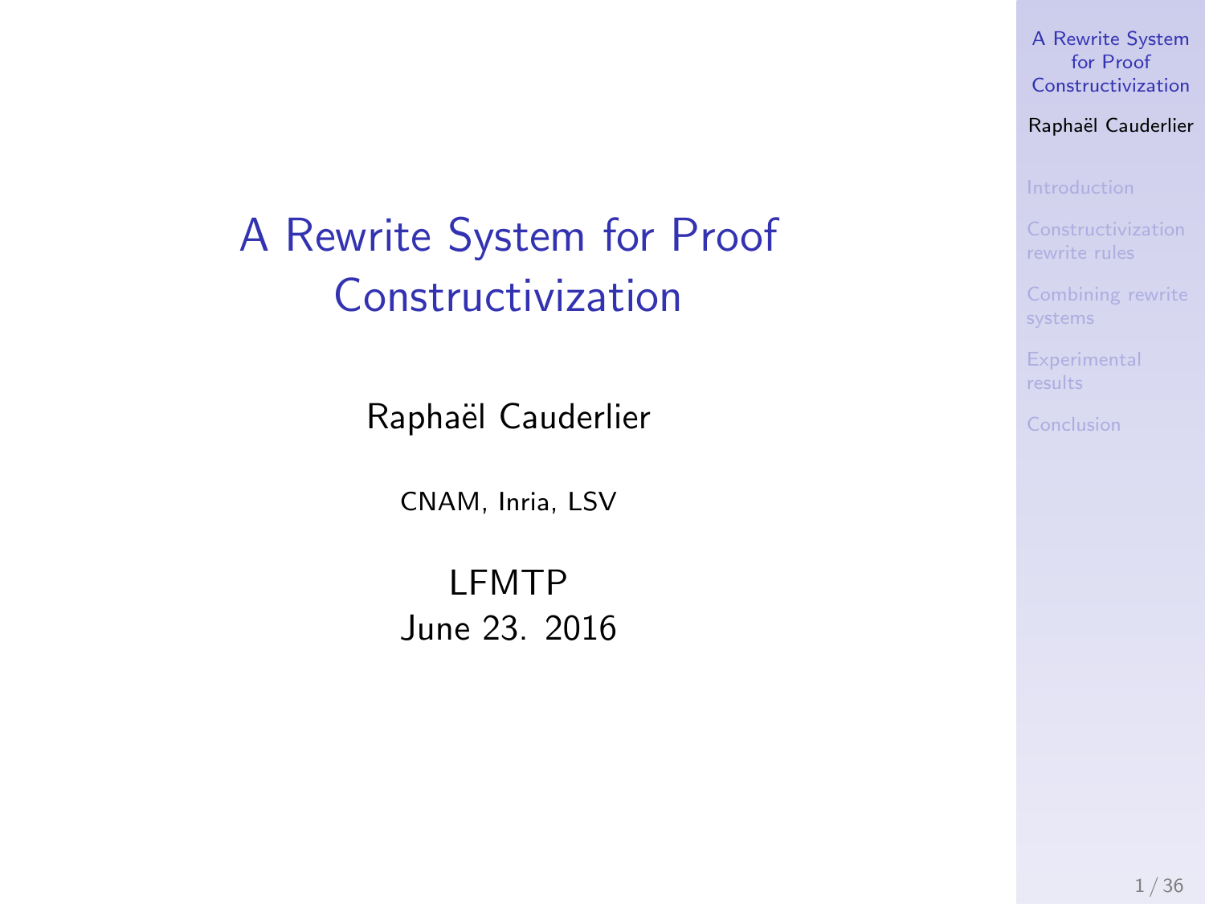# A Rewrite System for Proof Constructivization

Raphaël Cauderlier

CNAM, Inria, LSV

LFMTP
June 23. 2016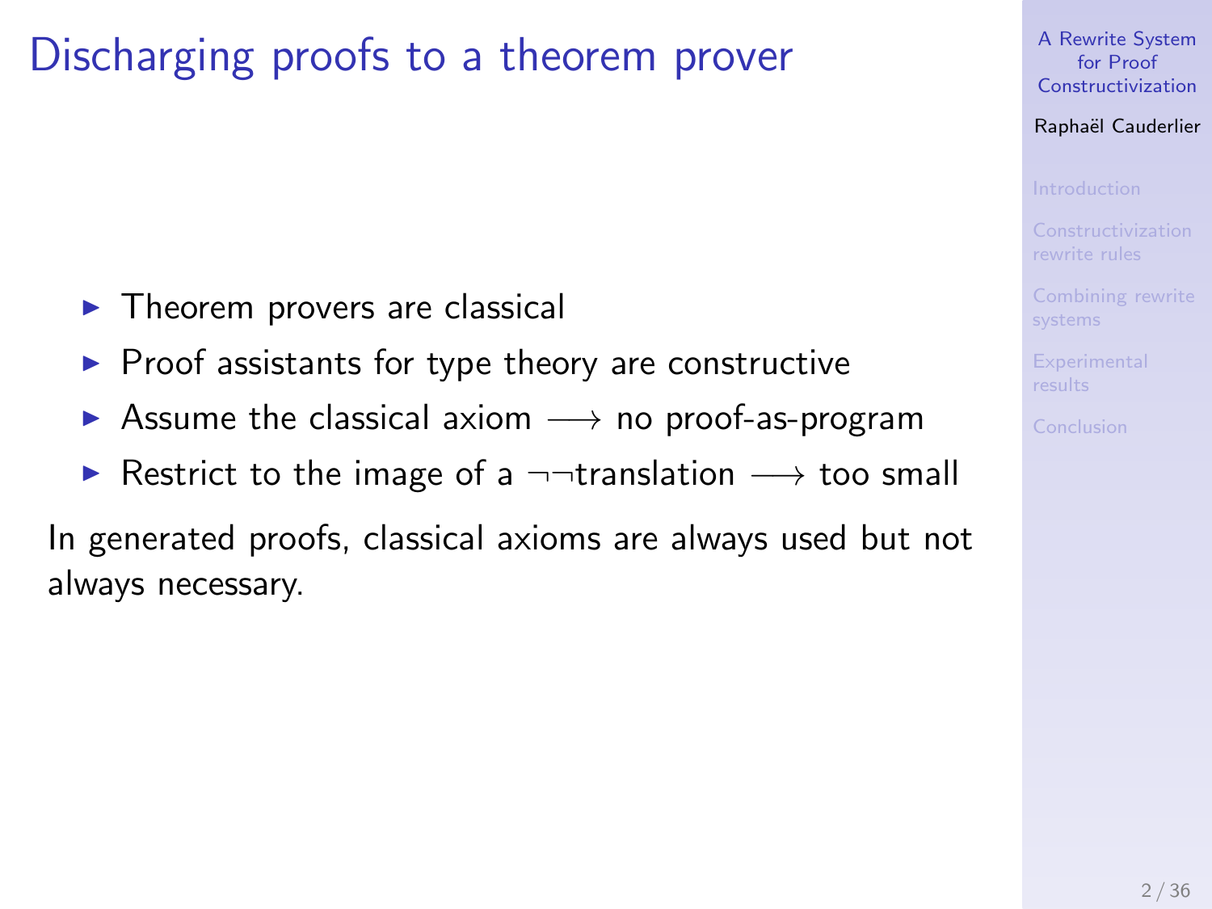# Discharging proofs to a theorem prover

- Theorem provers are classical
- Proof assistants for type theory are constructive
- Assume the classical axiom $\longrightarrow$ no proof-as-program
- Restrict to the image of a $\neg\neg$translation $\longrightarrow$ too small

In generated proofs, classical axioms are always used but not always necessary.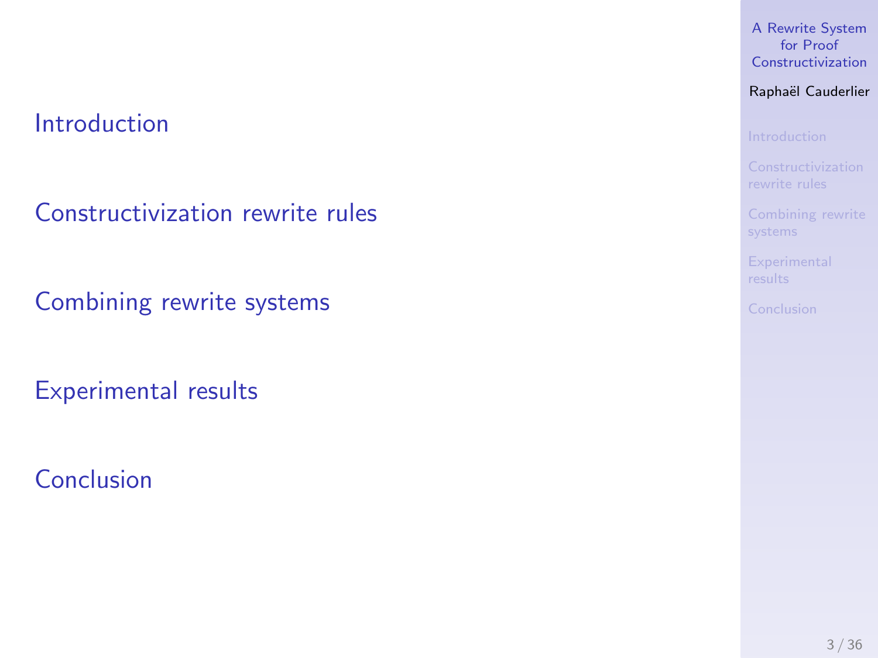Introduction

Constructivization rewrite rules

Combining rewrite systems

Experimental results

Conclusion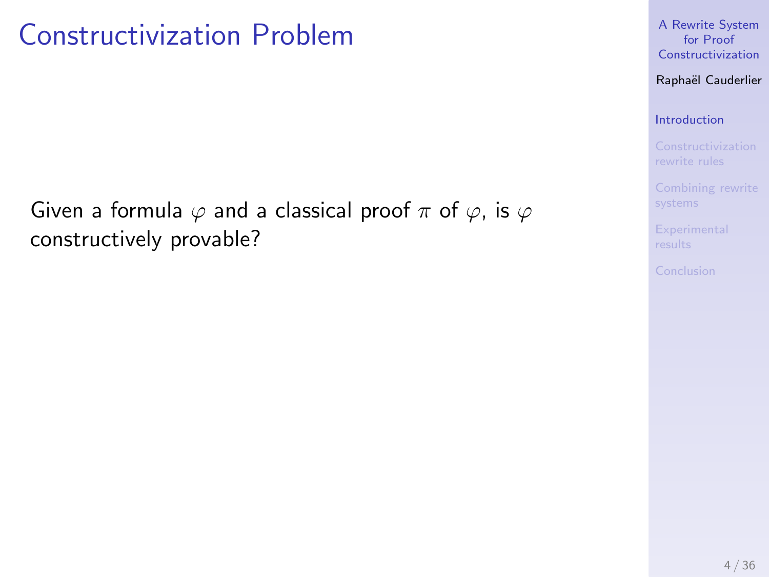# Constructivization Problem

Given a formula $\varphi$ and a classical proof $\pi$ of $\varphi$, is $\varphi$ constructively provable?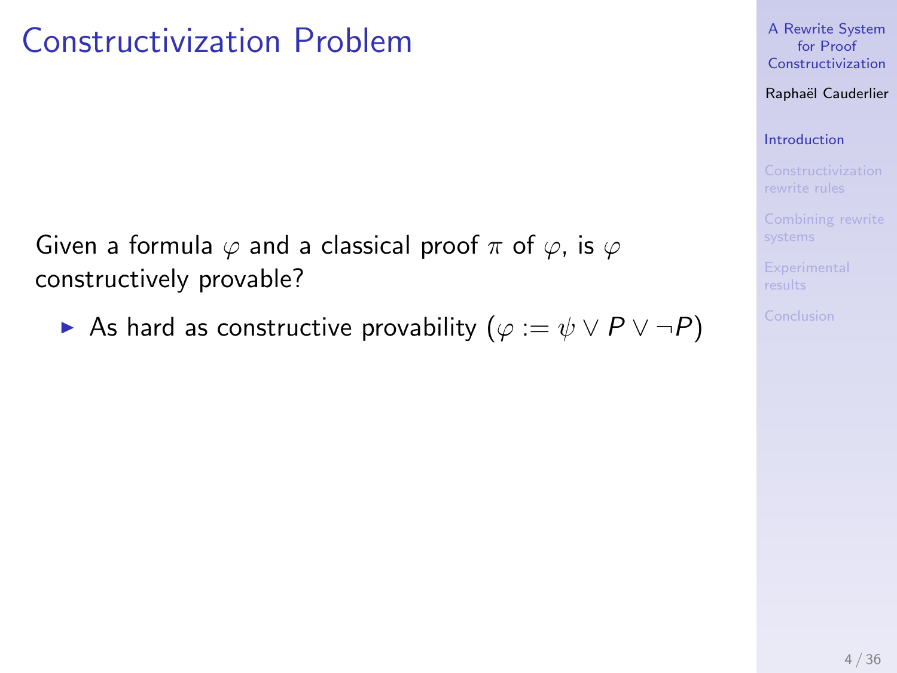# Constructivization Problem

Given a formula $\varphi$ and a classical proof $\pi$ of $\varphi$, is $\varphi$ constructively provable?

- As hard as constructive provability ($\varphi := \psi \vee P \vee \neg P$)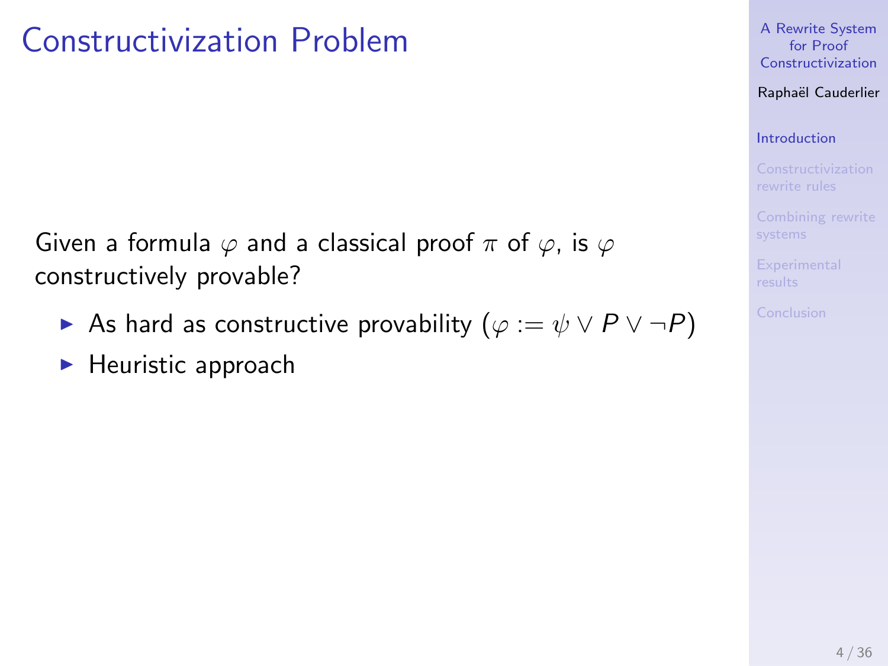# Constructivization Problem

Given a formula $\varphi$ and a classical proof $\pi$ of $\varphi$, is $\varphi$ constructively provable?

- As hard as constructive provability ($\varphi := \psi \vee P \vee \neg P$)
- Heuristic approach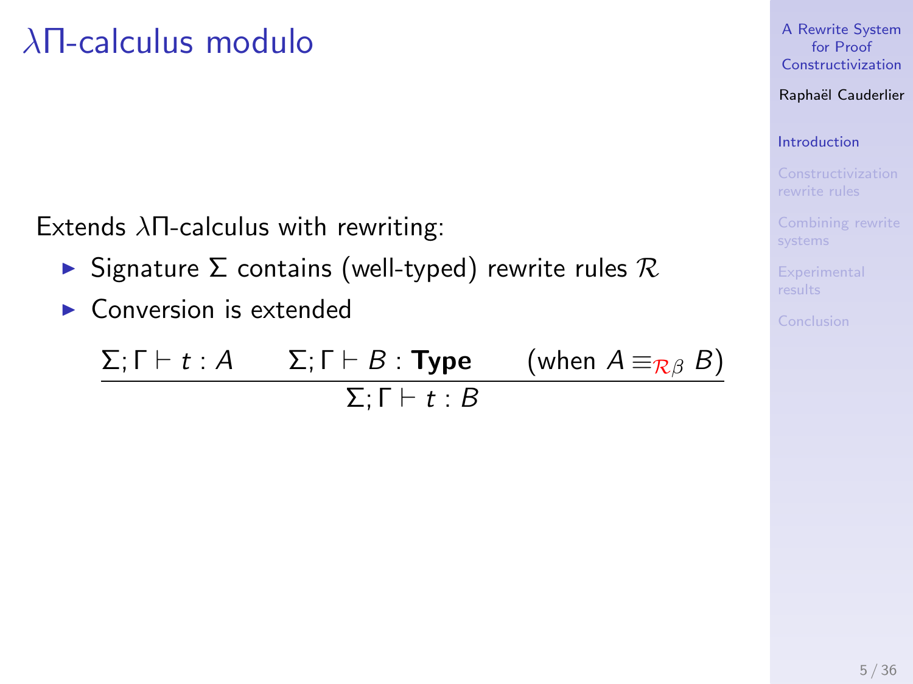# $\lambda\Pi$-calculus modulo

Extends $\lambda\Pi$-calculus with rewriting:

- Signature $\Sigma$ contains (well-typed) rewrite rules $\mathcal{R}$
- Conversion is extended

$$\frac{\Sigma; \Gamma \vdash t : A \qquad \Sigma; \Gamma \vdash B : \textbf{Type} \qquad (\text{when } A \equiv_{\mathcal{R}\beta} B)}{\Sigma; \Gamma \vdash t : B}$$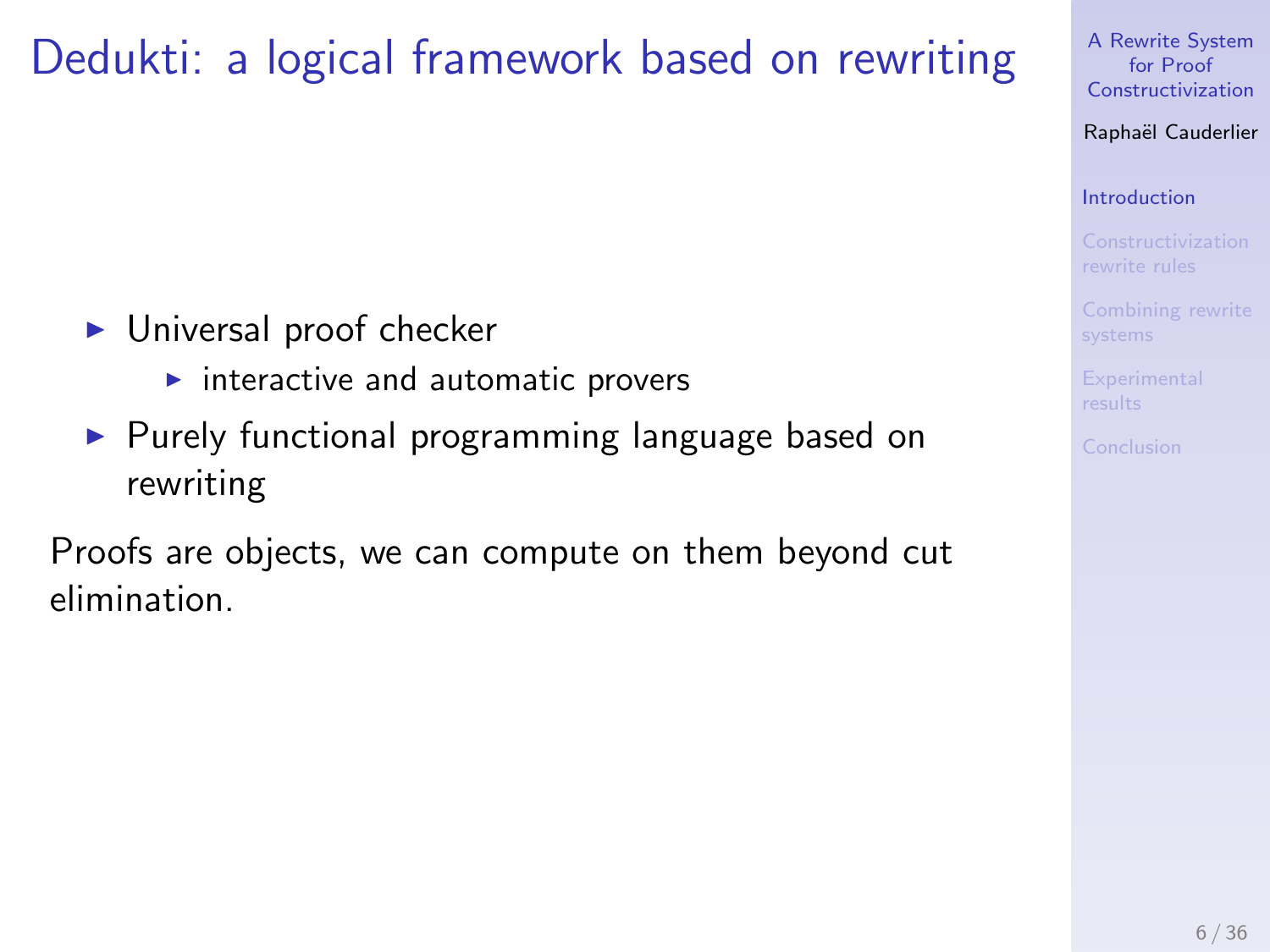# Dedukti: a logical framework based on rewriting

- Universal proof checker
  - interactive and automatic provers
- Purely functional programming language based on rewriting

Proofs are objects, we can compute on them beyond cut elimination.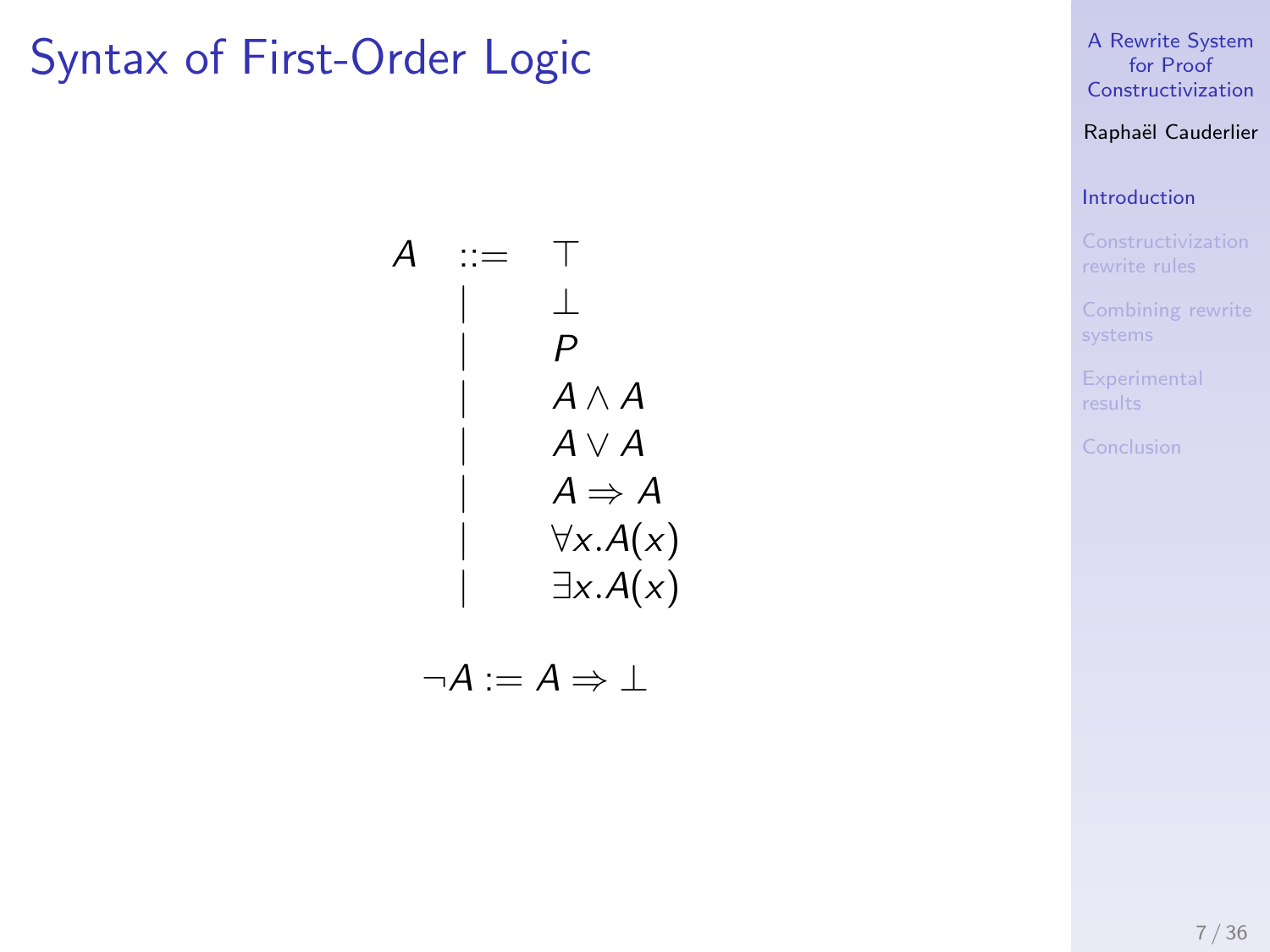# Syntax of First-Order Logic

$$
\begin{array}{rcl}
A & ::= & \top \\
 & | & \bot \\
 & | & P \\
 & | & A \wedge A \\
 & | & A \vee A \\
 & | & A \Rightarrow A \\
 & | & \forall x.A(x) \\
 & | & \exists x.A(x)
\end{array}
$$

$$\neg A := A \Rightarrow \bot$$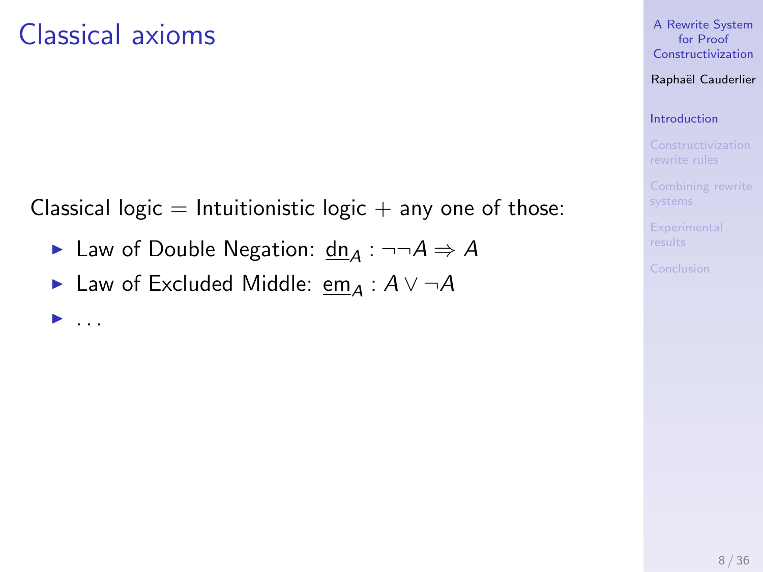# Classical axioms

Classical logic = Intuitionistic logic + any one of those:

- Law of Double Negation: $\underline{\mathrm{dn}}_A : \neg\neg A \Rightarrow A$
- Law of Excluded Middle: $\underline{\mathrm{em}}_A : A \vee \neg A$
- ...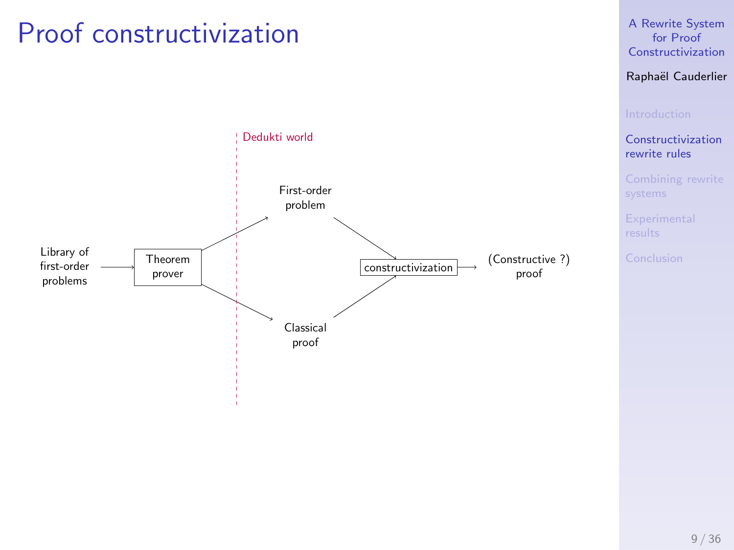# Proof constructivization

Dedukti world

Library of first-order problems → Theorem prover → First-order problem, Classical proof → constructivization → (Constructive ?) proof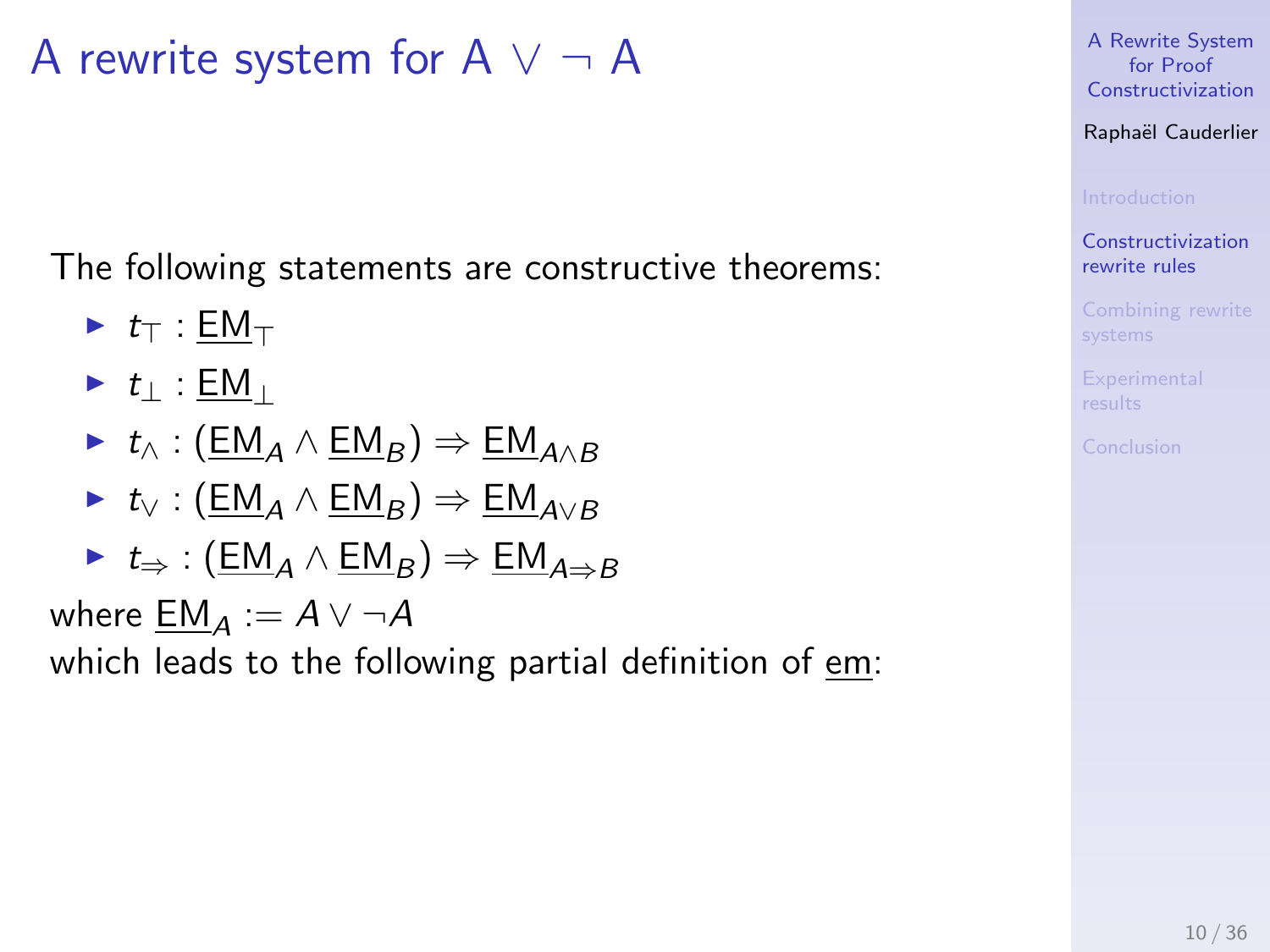# A rewrite system for A $\vee$ $\neg$ A

The following statements are constructive theorems:

- $t_\top : \underline{\mathrm{EM}}_\top$
- $t_\bot : \underline{\mathrm{EM}}_\bot$
- $t_\wedge : (\underline{\mathrm{EM}}_A \wedge \underline{\mathrm{EM}}_B) \Rightarrow \underline{\mathrm{EM}}_{A \wedge B}$
- $t_\vee : (\underline{\mathrm{EM}}_A \wedge \underline{\mathrm{EM}}_B) \Rightarrow \underline{\mathrm{EM}}_{A \vee B}$
- $t_\Rightarrow : (\underline{\mathrm{EM}}_A \wedge \underline{\mathrm{EM}}_B) \Rightarrow \underline{\mathrm{EM}}_{A \Rightarrow B}$

where $\underline{\mathrm{EM}}_A := A \vee \neg A$

which leads to the following partial definition of $\underline{\mathrm{em}}$: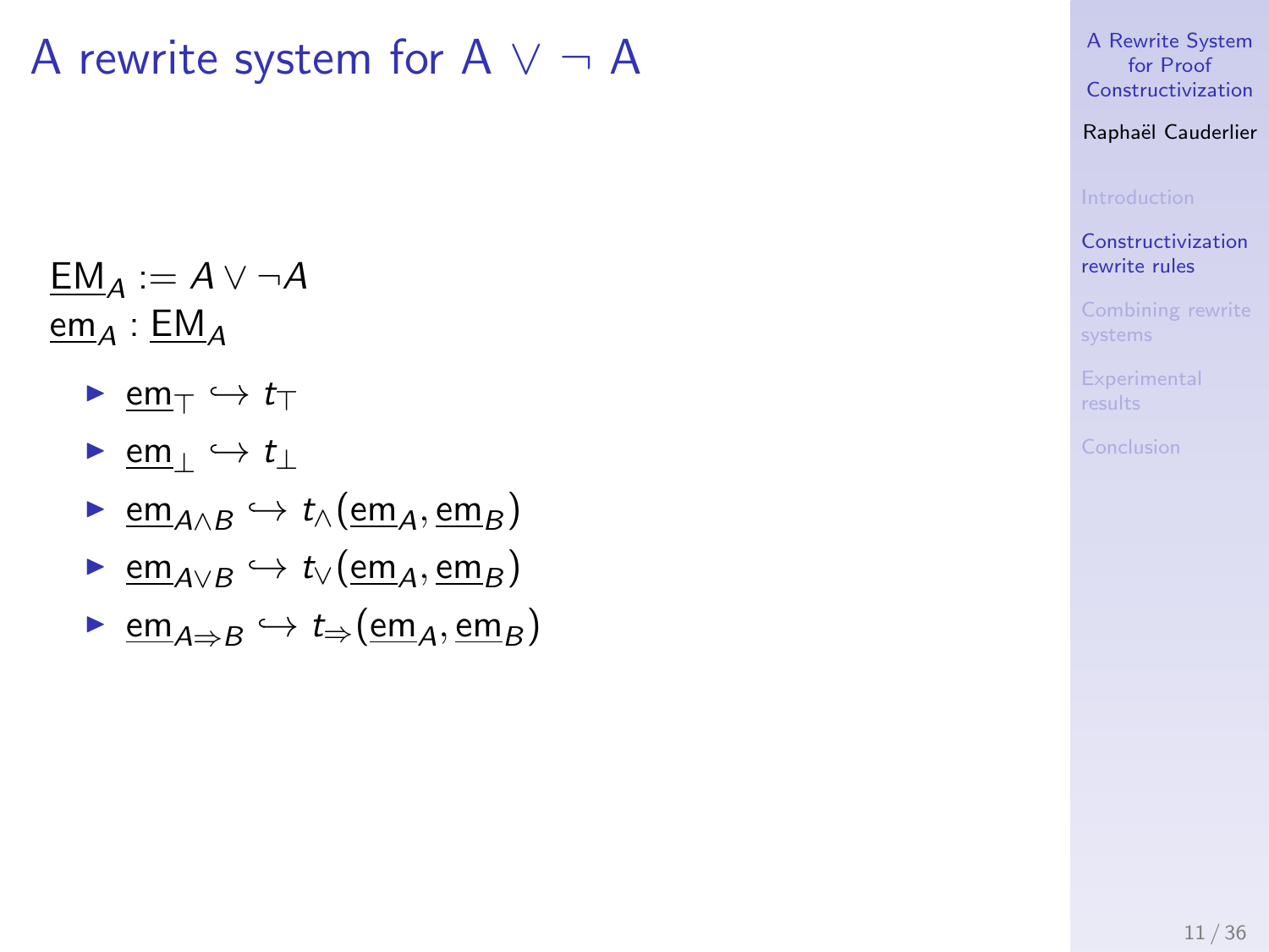# A rewrite system for A ∨ ¬ A

$\underline{\text{EM}}_A := A \vee \neg A$
$\underline{\text{em}}_A : \underline{\text{EM}}_A$

- $\underline{\text{em}}_\top \hookrightarrow t_\top$
- $\underline{\text{em}}_\bot \hookrightarrow t_\bot$
- $\underline{\text{em}}_{A \wedge B} \hookrightarrow t_\wedge(\underline{\text{em}}_A, \underline{\text{em}}_B)$
- $\underline{\text{em}}_{A \vee B} \hookrightarrow t_\vee(\underline{\text{em}}_A, \underline{\text{em}}_B)$
- $\underline{\text{em}}_{A \Rightarrow B} \hookrightarrow t_\Rightarrow(\underline{\text{em}}_A, \underline{\text{em}}_B)$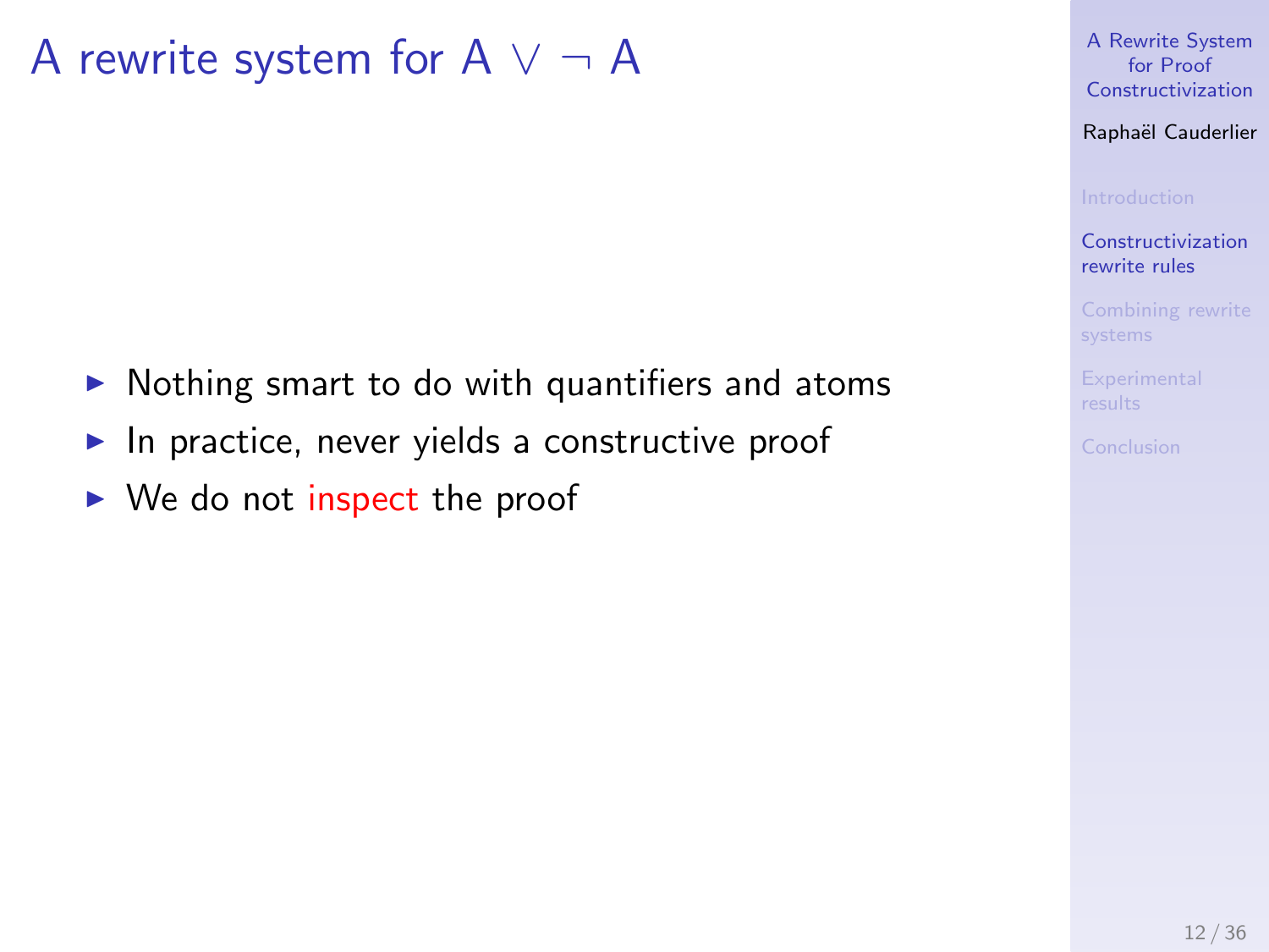# A rewrite system for $A \vee \neg A$

- Nothing smart to do with quantifiers and atoms
- In practice, never yields a constructive proof
- We do not inspect the proof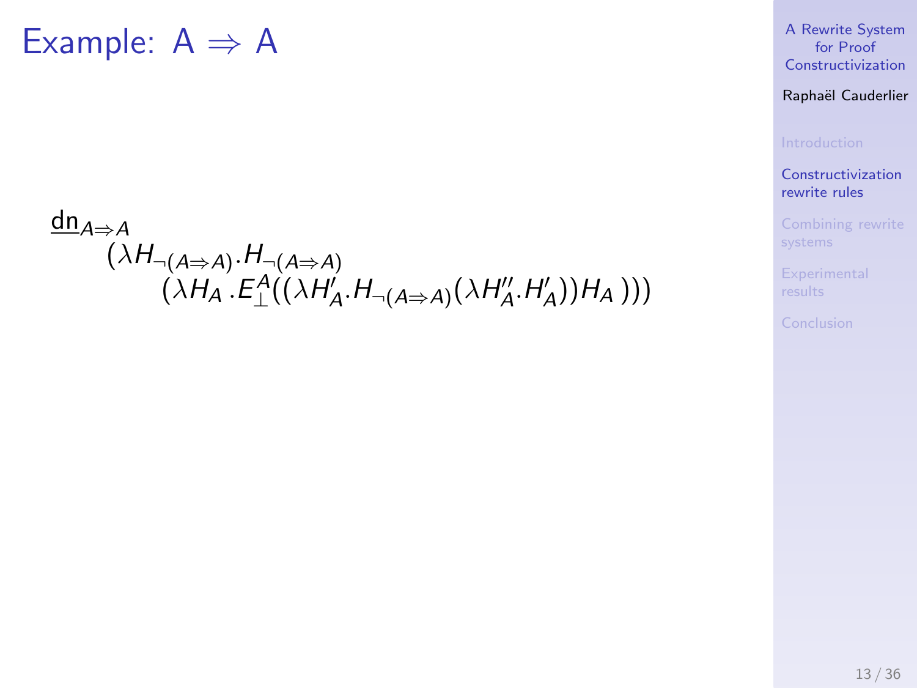# Example: $A \Rightarrow A$

$$
\begin{array}{l}
\underline{\mathrm{dn}}_{A \Rightarrow A} \\
\quad (\lambda H_{\neg(A \Rightarrow A)}.H_{\neg(A \Rightarrow A)} \\
\qquad (\lambda H_A \,.E_{\bot}^{A}((\lambda H'_A.H_{\neg(A \Rightarrow A)}(\lambda H''_A.H'_A))H_A\,)))
\end{array}
$$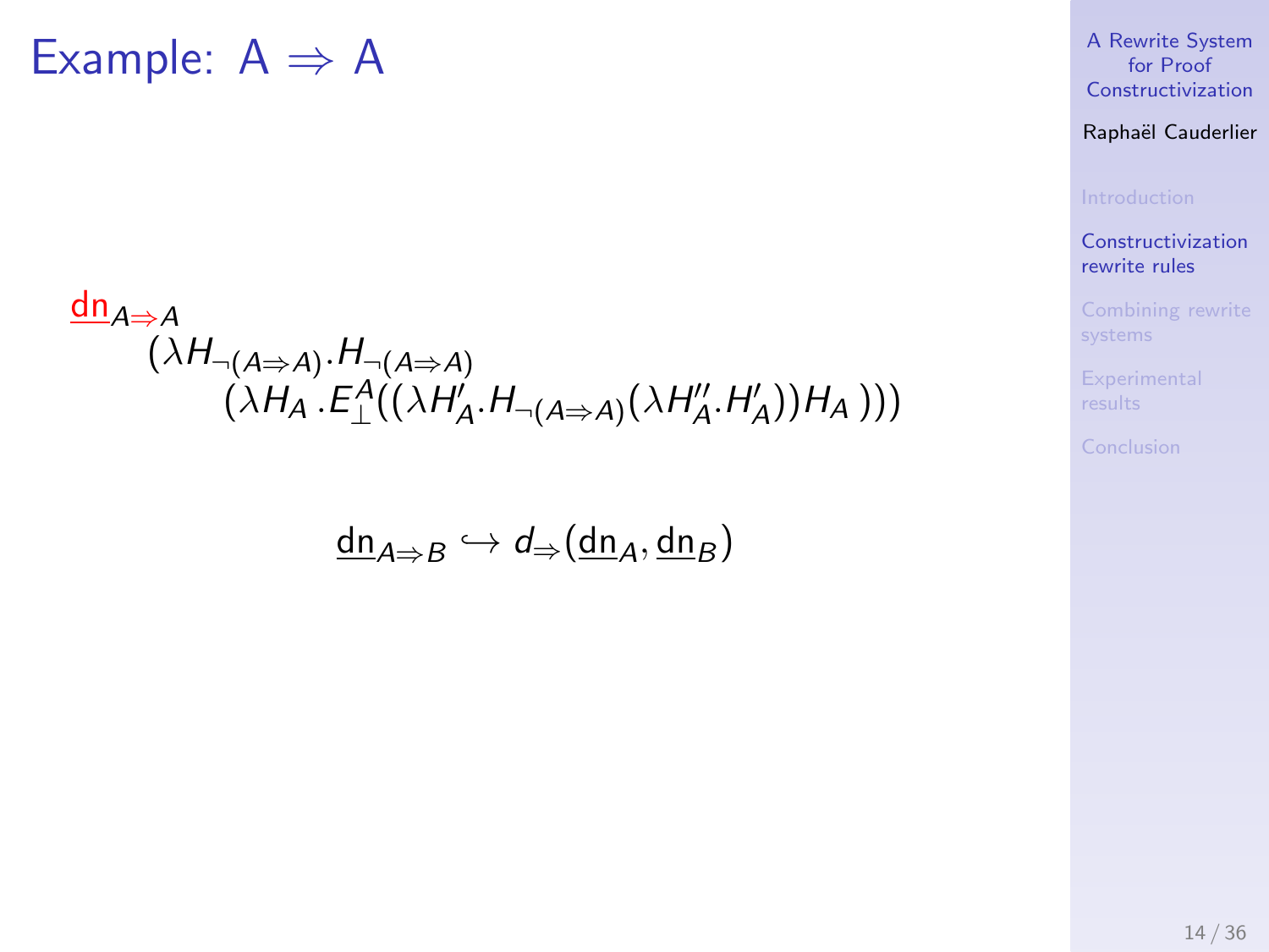# Example: A ⇒ A

$$\underline{\mathrm{dn}}_{A \Rightarrow A} \\ (\lambda H_{\neg(A \Rightarrow A)}. H_{\neg(A \Rightarrow A)} \\ (\lambda H_A . E_{\bot}^{A}((\lambda H'_A . H_{\neg(A \Rightarrow A)}(\lambda H''_A . H'_A)) H_A )))$$

$$\underline{\mathrm{dn}}_{A \Rightarrow B} \hookrightarrow d_{\Rightarrow}(\underline{\mathrm{dn}}_A, \underline{\mathrm{dn}}_B)$$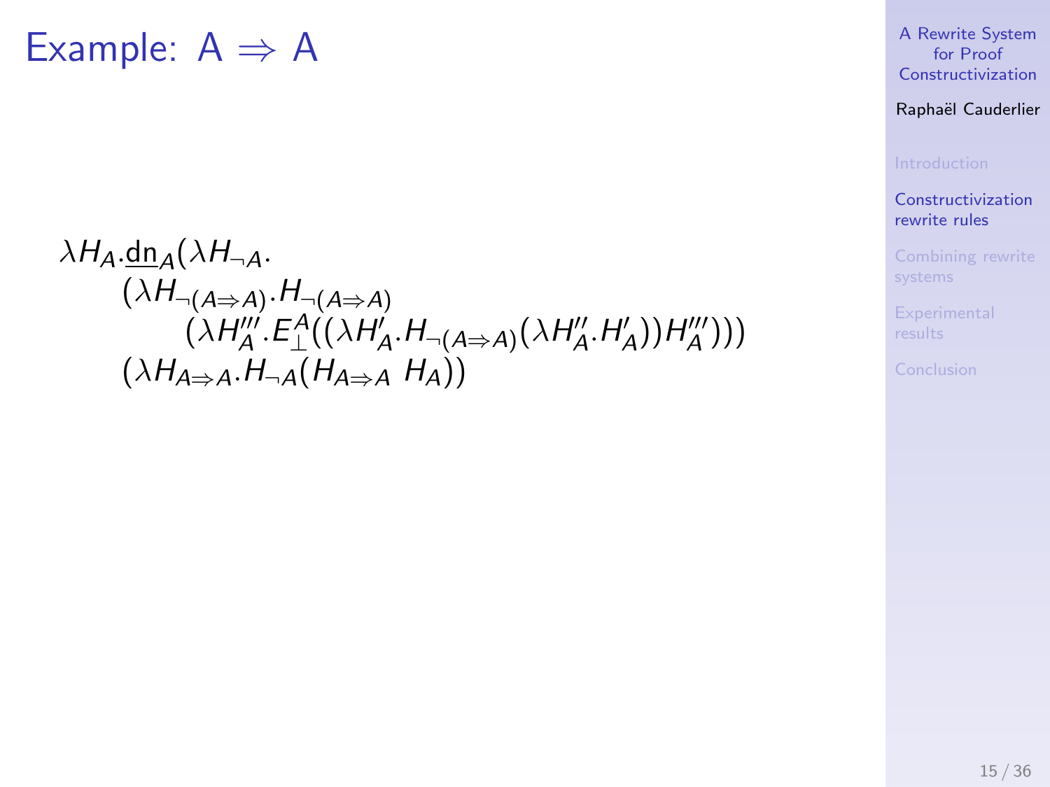# Example: A ⇒ A

$$
\begin{array}{l}
\lambda H_A.\underline{\mathrm{dn}}_A(\lambda H_{\neg A}. \\
\qquad (\lambda H_{\neg(A \Rightarrow A)}.H_{\neg(A \Rightarrow A)} \\
\qquad\qquad (\lambda H'''_A.E^A_\perp((\lambda H'_A.H_{\neg(A \Rightarrow A)}(\lambda H''_A.H'_A))H'''_A))) \\
\qquad (\lambda H_{A \Rightarrow A}.H_{\neg A}(H_{A \Rightarrow A}\ H_A))
\end{array}
$$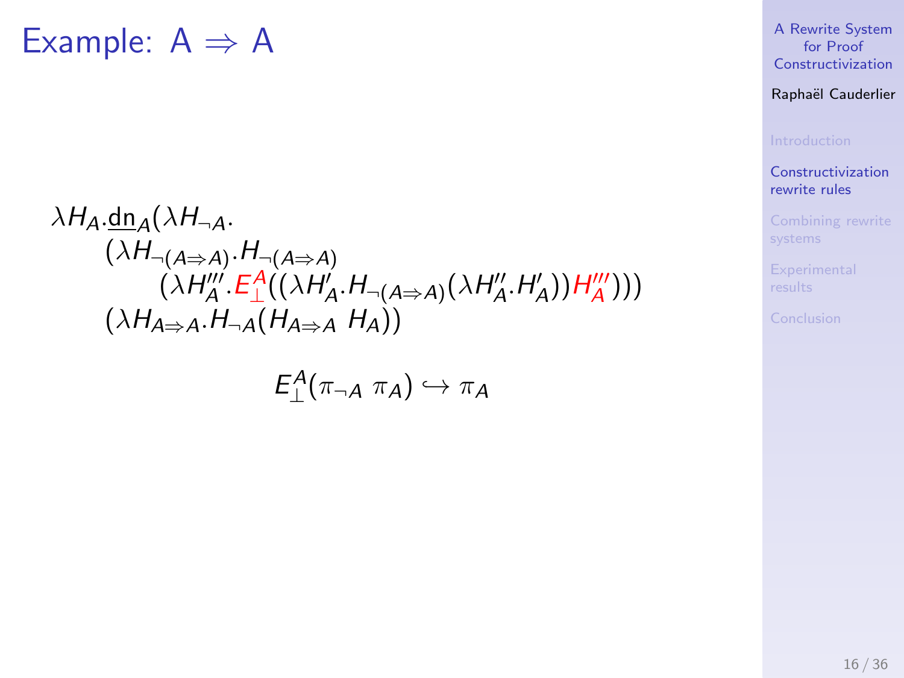# Example: A ⇒ A

$$
\begin{array}{l}
\lambda H_A.\underline{\mathrm{dn}}_A(\lambda H_{\neg A}. \\
\quad (\lambda H_{\neg(A \Rightarrow A)}.H_{\neg(A \Rightarrow A)} \\
\qquad (\lambda H'''_A.E^A_\perp((\lambda H'_A.H_{\neg(A \Rightarrow A)}(\lambda H''_A.H'_A))H'''_A))) \\
\quad (\lambda H_{A \Rightarrow A}.H_{\neg A}(H_{A \Rightarrow A}\ H_A))
\end{array}
$$

$$
E^A_\perp(\pi_{\neg A}\ \pi_A) \hookrightarrow \pi_A
$$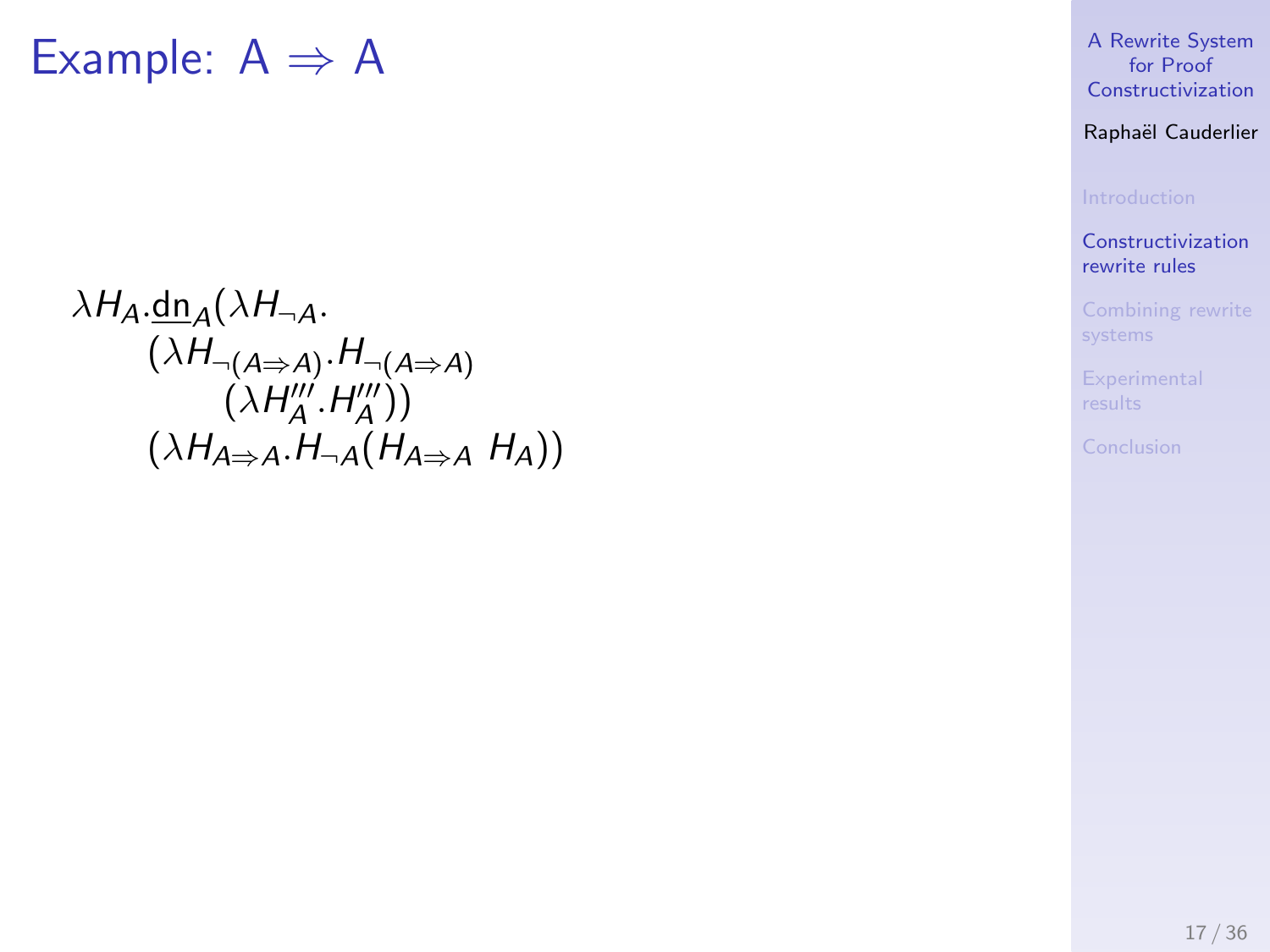# Example: $A \Rightarrow A$

$$
\begin{array}{l}
\lambda H_A.\underline{\mathrm{dn}}_A(\lambda H_{\neg A}. \\
\qquad (\lambda H_{\neg(A \Rightarrow A)}.H_{\neg(A \Rightarrow A)} \\
\qquad\qquad (\lambda H'''_A.H'''_A)) \\
\qquad (\lambda H_{A \Rightarrow A}.H_{\neg A}(H_{A \Rightarrow A}\ H_A))
\end{array}
$$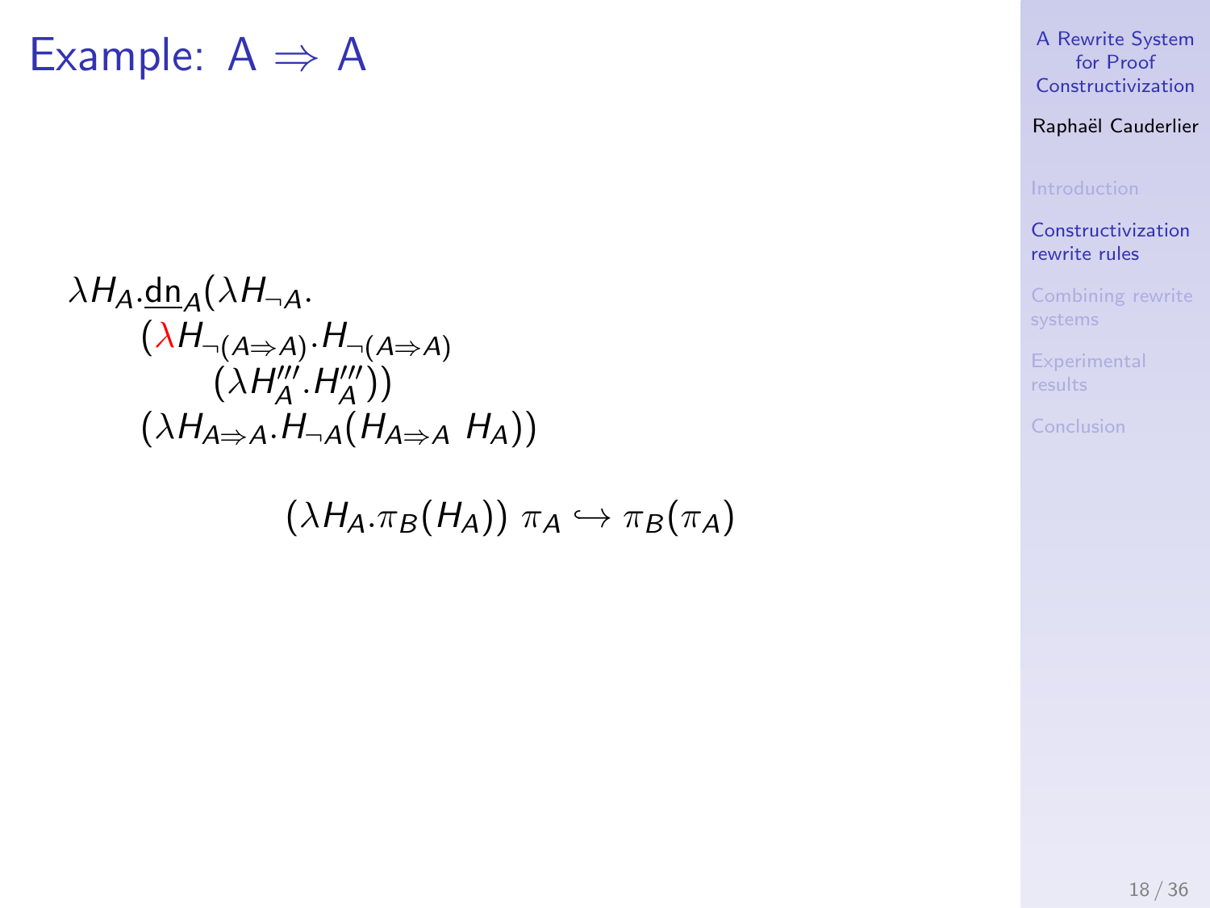# Example: $A \Rightarrow A$

$$
\begin{array}{l}
\lambda H_A.\underline{\mathrm{dn}}_A(\lambda H_{\neg A}. \\
\quad (\lambda H_{\neg(A \Rightarrow A)}.H_{\neg(A \Rightarrow A)} \\
\quad\quad (\lambda H'''_A.H'''_A)) \\
\quad (\lambda H_{A \Rightarrow A}.H_{\neg A}(H_{A \Rightarrow A}\ H_A))
\end{array}
$$

$$(\lambda H_A.\pi_B(H_A))\ \pi_A \hookrightarrow \pi_B(\pi_A)$$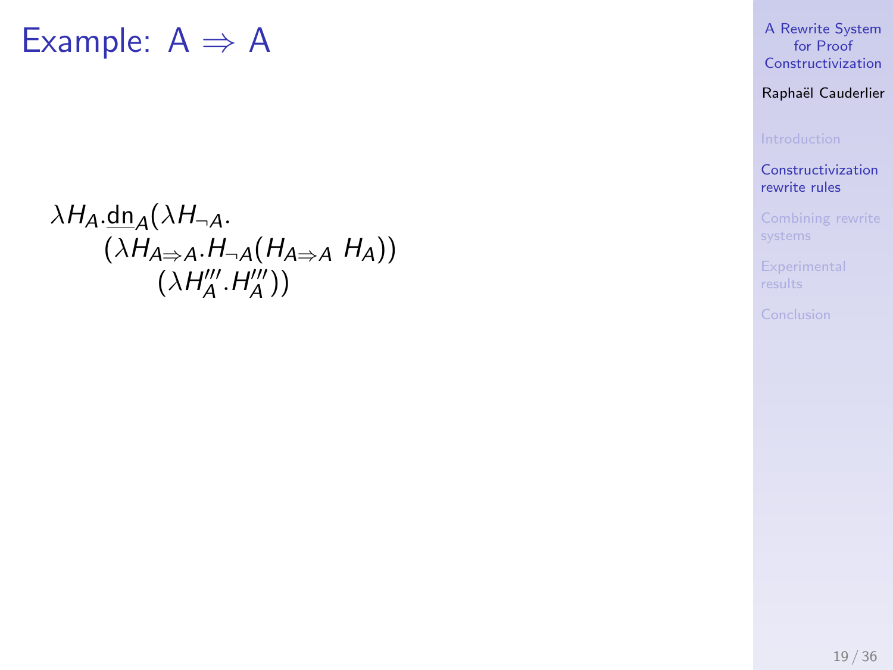# Example: $A \Rightarrow A$

$$
\begin{array}{l}
\lambda H_A.\underline{\mathrm{dn}}_A(\lambda H_{\neg A}. \\
\qquad (\lambda H_{A \Rightarrow A}.H_{\neg A}(H_{A \Rightarrow A}\ H_A)) \\
\qquad\qquad (\lambda H'''_A.H'''_A))
\end{array}
$$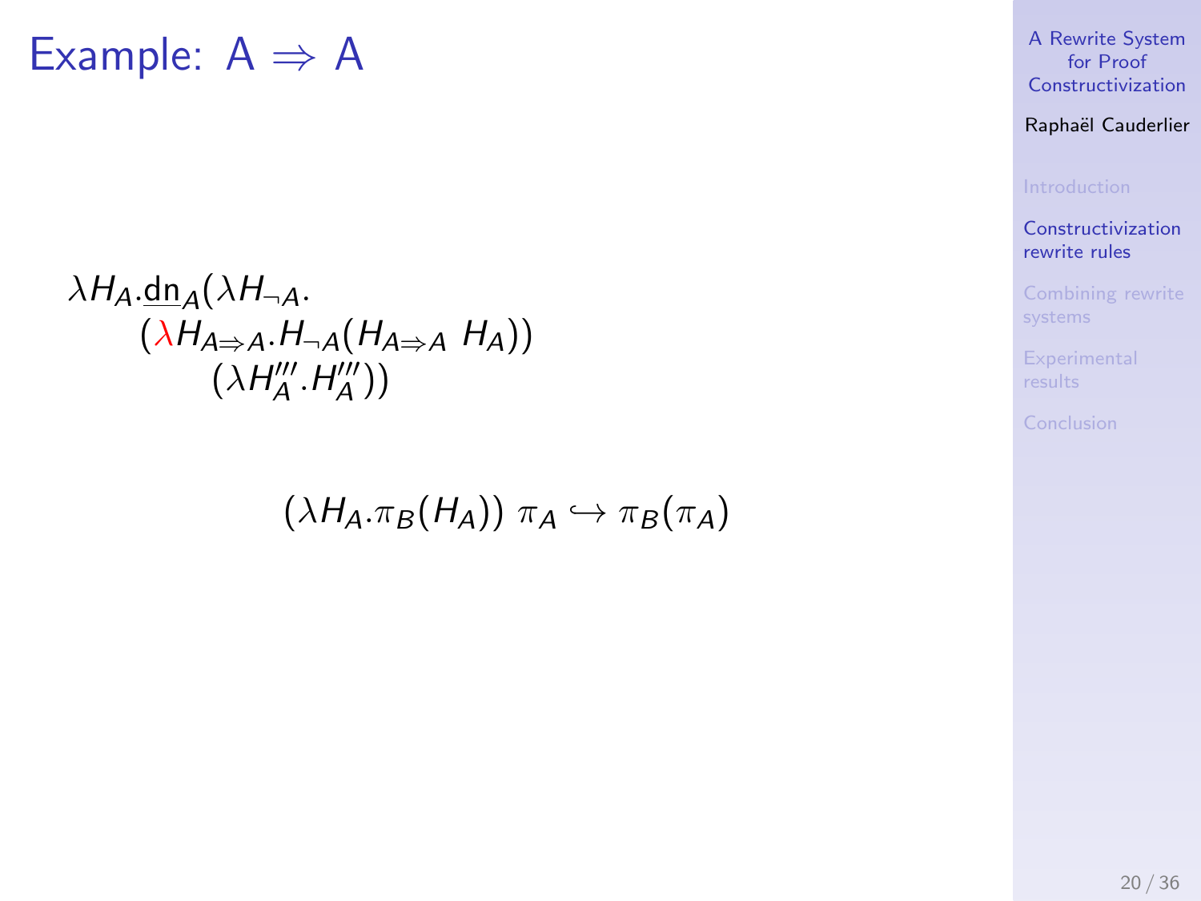# Example: A ⇒ A

$$
\begin{array}{l}
\lambda H_A.\underline{\mathsf{dn}}_A(\lambda H_{\neg A}. \\
\quad (\color{red}{\lambda}\color{black} H_{A \Rightarrow A}.H_{\neg A}(H_{A \Rightarrow A}\ H_A)) \\
\quad\quad (\lambda H_A'''.H_A'''))
\end{array}
$$

$$
(\lambda H_A.\pi_B(H_A))\ \pi_A \hookrightarrow \pi_B(\pi_A)
$$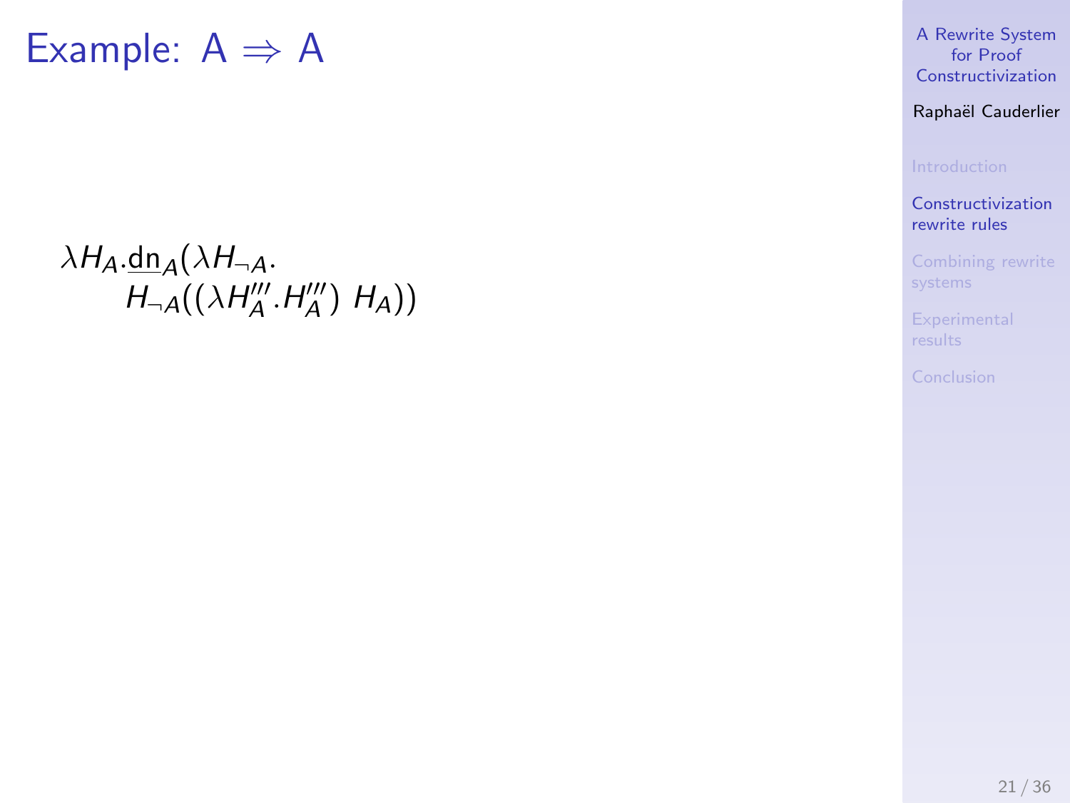# Example: $A \Rightarrow A$

$$\lambda H_A.\underline{\mathrm{dn}}_A(\lambda H_{\neg A}.\\ H_{\neg A}((\lambda H'''_A.H'''_A)\ H_A))$$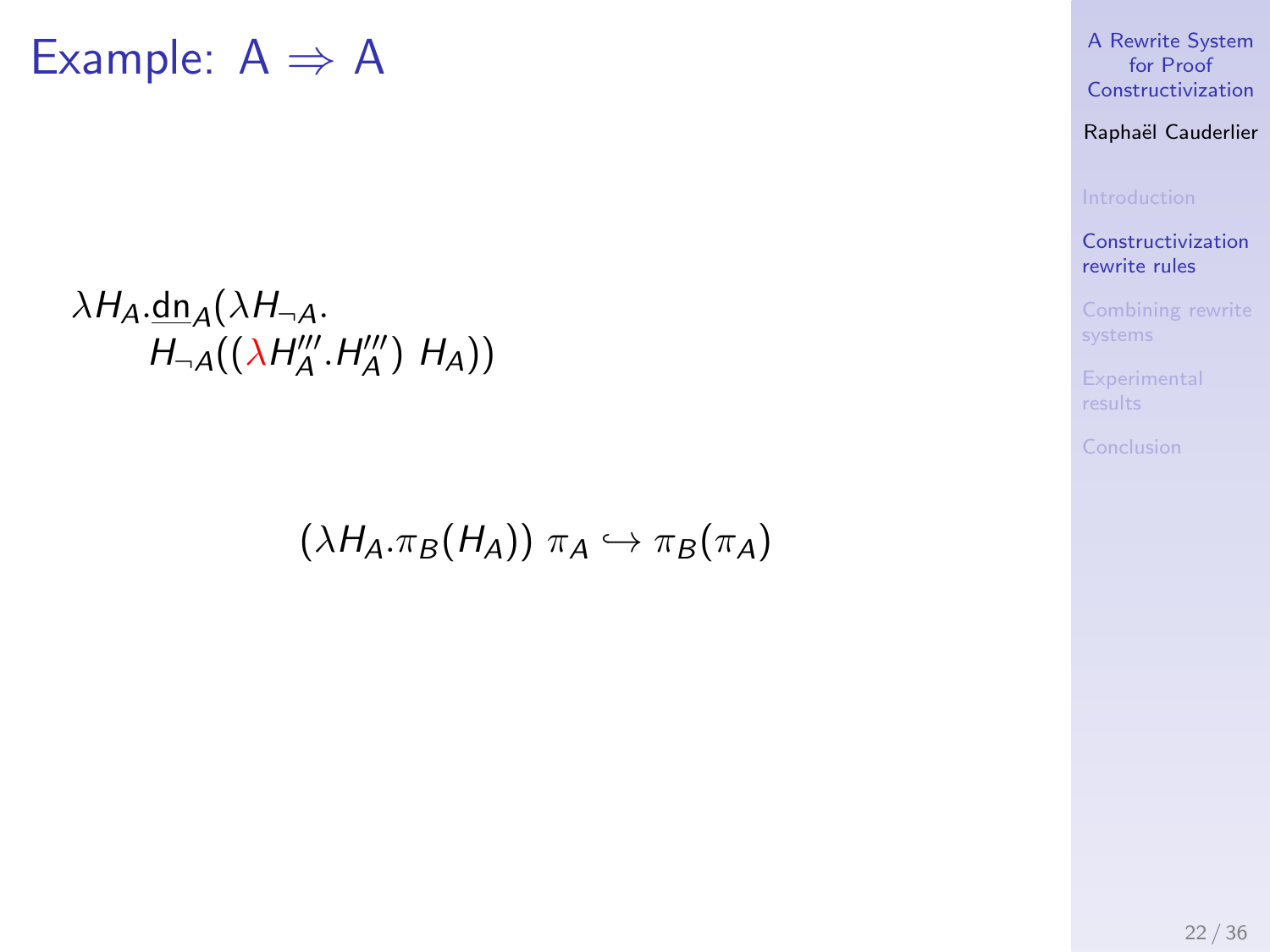# Example: A ⇒ A

$$\lambda H_A.\underline{\text{dn}}_A(\lambda H_{\neg A}.\ H_{\neg A}((\lambda H'''_A.H'''_A)\ H_A))$$

$$(\lambda H_A.\pi_B(H_A))\ \pi_A \hookrightarrow \pi_B(\pi_A)$$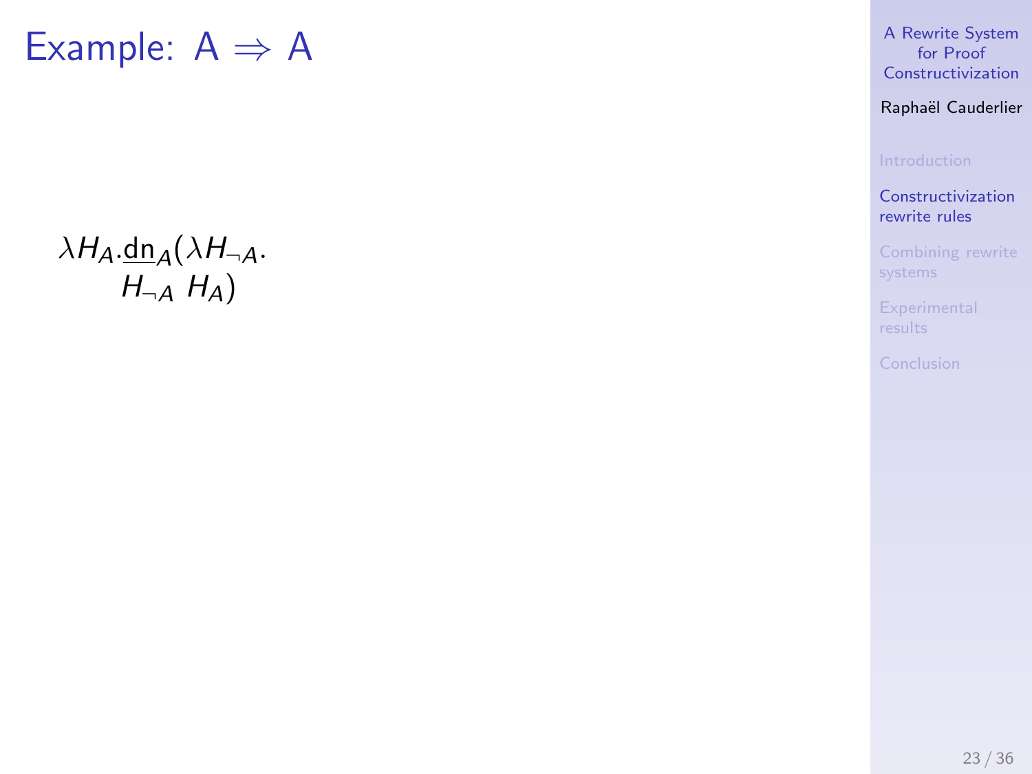# Example: $A \Rightarrow A$

$$\lambda H_A.\underline{\mathrm{dn}}_A(\lambda H_{\neg A}.\\ H_{\neg A}\ H_A)$$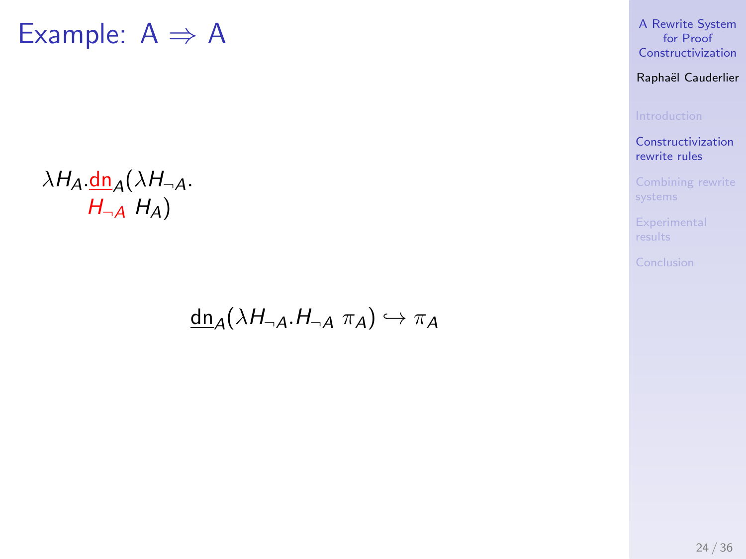# Example: $A \Rightarrow A$

$$\lambda H_A.\underline{\mathsf{dn}}_A(\lambda H_{\neg A}.\ H_{\neg A}\ H_A)$$

$$\underline{\mathsf{dn}}_A(\lambda H_{\neg A}.H_{\neg A}\ \pi_A) \hookrightarrow \pi_A$$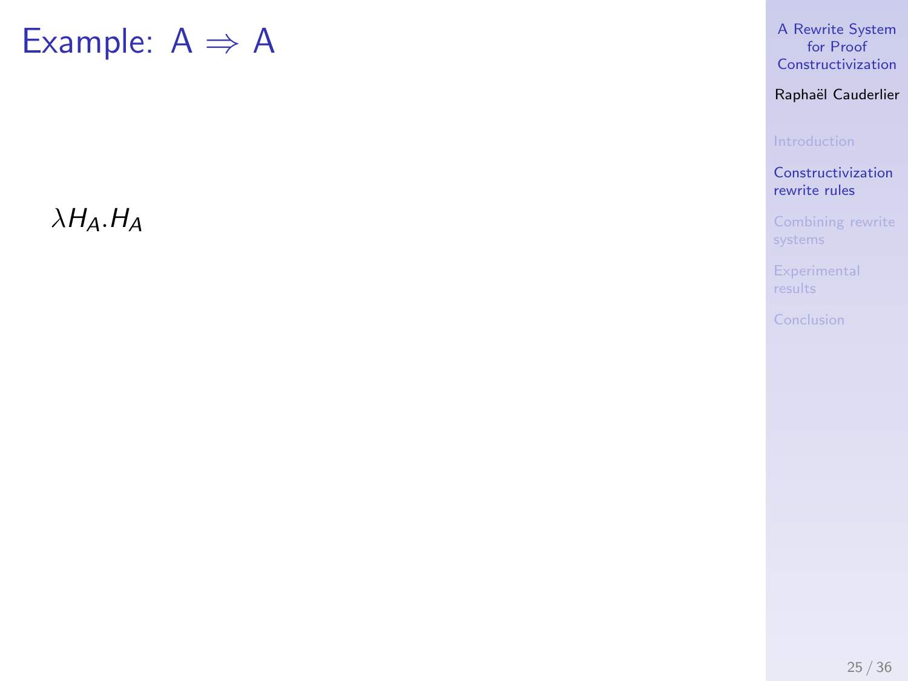# Example: $A \Rightarrow A$

$\lambda H_A . H_A$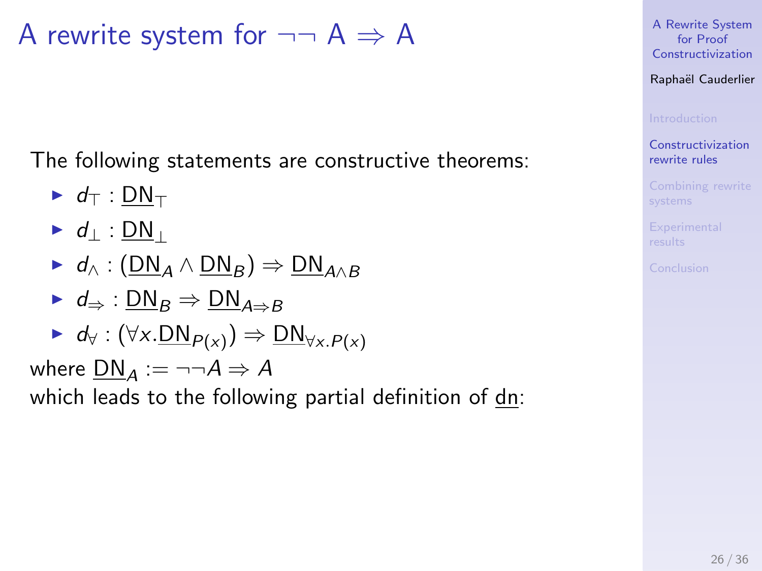# A rewrite system for $\neg\neg A \Rightarrow A$

The following statements are constructive theorems:

- $d_\top : \underline{\mathrm{DN}}_\top$
- $d_\bot : \underline{\mathrm{DN}}_\bot$
- $d_\wedge : (\underline{\mathrm{DN}}_A \wedge \underline{\mathrm{DN}}_B) \Rightarrow \underline{\mathrm{DN}}_{A \wedge B}$
- $d_\Rightarrow : \underline{\mathrm{DN}}_B \Rightarrow \underline{\mathrm{DN}}_{A \Rightarrow B}$
- $d_\forall : (\forall x. \underline{\mathrm{DN}}_{P(x)}) \Rightarrow \underline{\mathrm{DN}}_{\forall x. P(x)}$

where $\underline{\mathrm{DN}}_A := \neg\neg A \Rightarrow A$

which leads to the following partial definition of $\underline{\mathrm{dn}}$: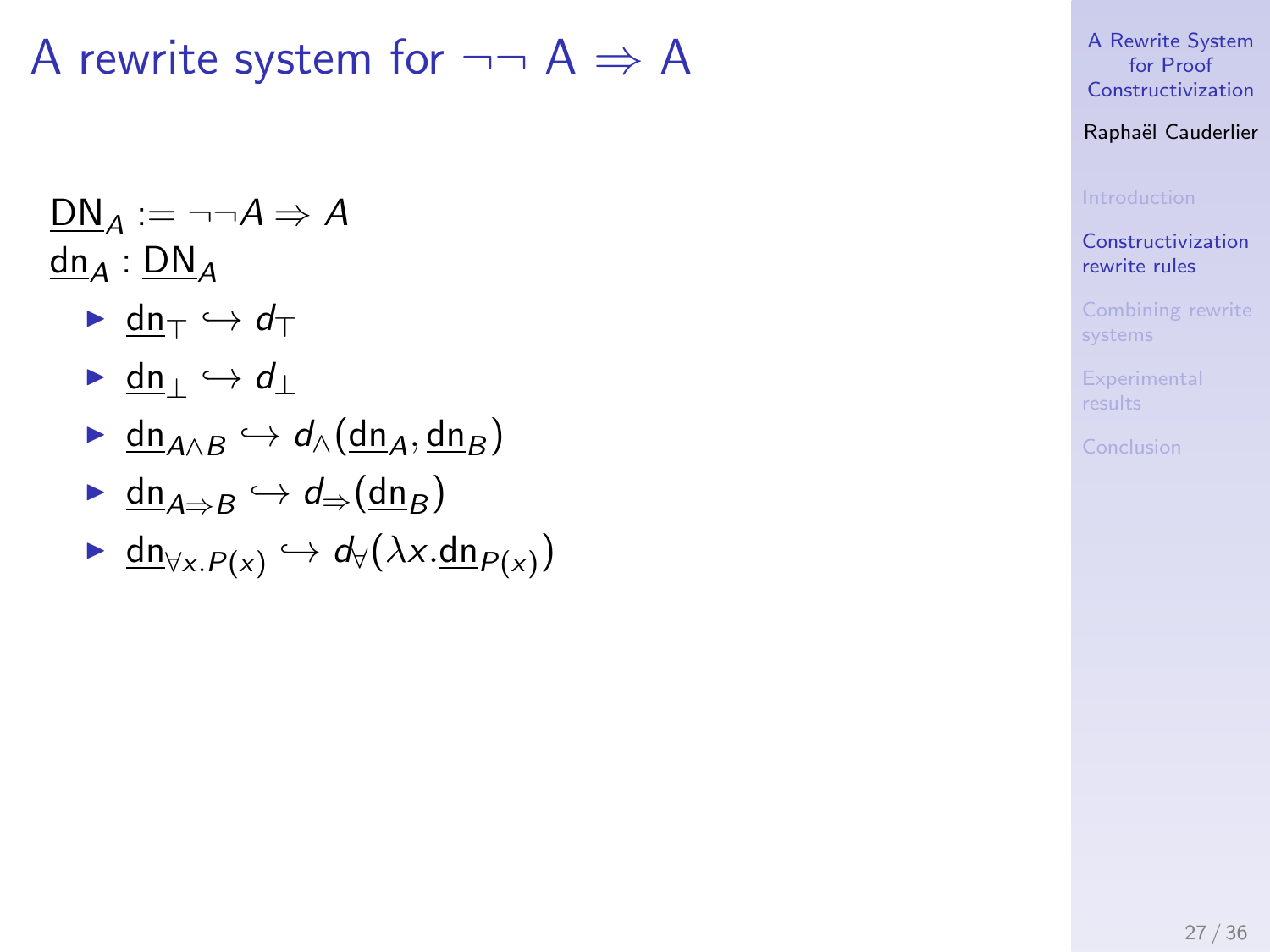# A rewrite system for $\neg\neg$ A $\Rightarrow$ A

$\underline{\mathsf{DN}}_A := \neg\neg A \Rightarrow A$

$\underline{\mathsf{dn}}_A : \underline{\mathsf{DN}}_A$

- $\underline{\mathsf{dn}}_\top \hookrightarrow d_\top$
- $\underline{\mathsf{dn}}_\bot \hookrightarrow d_\bot$
- $\underline{\mathsf{dn}}_{A \wedge B} \hookrightarrow d_\wedge(\underline{\mathsf{dn}}_A, \underline{\mathsf{dn}}_B)$
- $\underline{\mathsf{dn}}_{A \Rightarrow B} \hookrightarrow d_\Rightarrow(\underline{\mathsf{dn}}_B)$
- $\underline{\mathsf{dn}}_{\forall x.P(x)} \hookrightarrow d_\forall(\lambda x.\underline{\mathsf{dn}}_{P(x)})$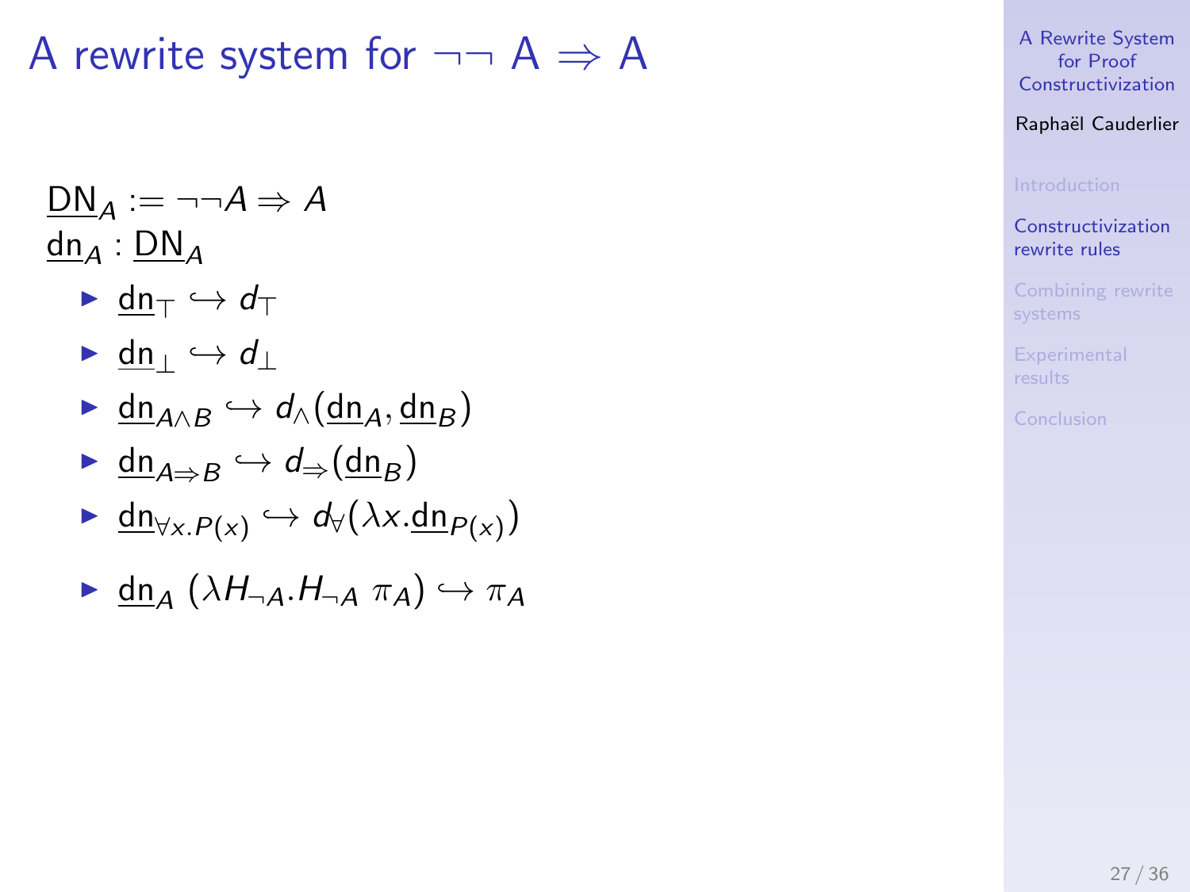# A rewrite system for ¬¬ A ⇒ A

$\underline{\mathrm{DN}}_A := \neg\neg A \Rightarrow A$

$\underline{\mathrm{dn}}_A : \underline{\mathrm{DN}}_A$

- $\underline{\mathrm{dn}}_\top \hookrightarrow d_\top$
- $\underline{\mathrm{dn}}_\bot \hookrightarrow d_\bot$
- $\underline{\mathrm{dn}}_{A \wedge B} \hookrightarrow d_\wedge(\underline{\mathrm{dn}}_A, \underline{\mathrm{dn}}_B)$
- $\underline{\mathrm{dn}}_{A \Rightarrow B} \hookrightarrow d_\Rightarrow(\underline{\mathrm{dn}}_B)$
- $\underline{\mathrm{dn}}_{\forall x.P(x)} \hookrightarrow d_\forall(\lambda x.\underline{\mathrm{dn}}_{P(x)})$
- $\underline{\mathrm{dn}}_A \; (\lambda H_{\neg A}.H_{\neg A} \; \pi_A) \hookrightarrow \pi_A$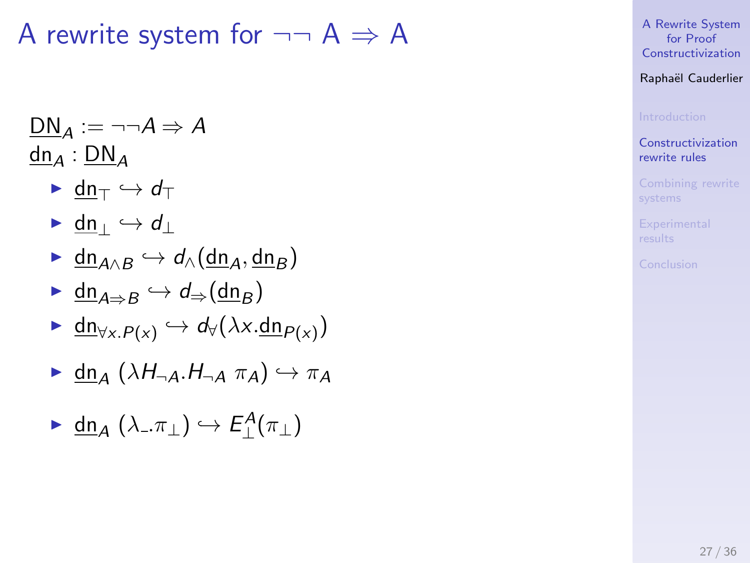# A rewrite system for ¬¬ A ⇒ A

$\underline{\mathrm{DN}}_A := \neg\neg A \Rightarrow A$
$\underline{\mathrm{dn}}_A : \underline{\mathrm{DN}}_A$

- $\underline{\mathrm{dn}}_\top \hookrightarrow d_\top$
- $\underline{\mathrm{dn}}_\bot \hookrightarrow d_\bot$
- $\underline{\mathrm{dn}}_{A \wedge B} \hookrightarrow d_\wedge(\underline{\mathrm{dn}}_A, \underline{\mathrm{dn}}_B)$
- $\underline{\mathrm{dn}}_{A \Rightarrow B} \hookrightarrow d_\Rightarrow(\underline{\mathrm{dn}}_B)$
- $\underline{\mathrm{dn}}_{\forall x.P(x)} \hookrightarrow d_\forall(\lambda x.\underline{\mathrm{dn}}_{P(x)})$
- $\underline{\mathrm{dn}}_A\ (\lambda H_{\neg A}.H_{\neg A}\ \pi_A) \hookrightarrow \pi_A$
- $\underline{\mathrm{dn}}_A\ (\lambda \_.\pi_\bot) \hookrightarrow E_\bot^A(\pi_\bot)$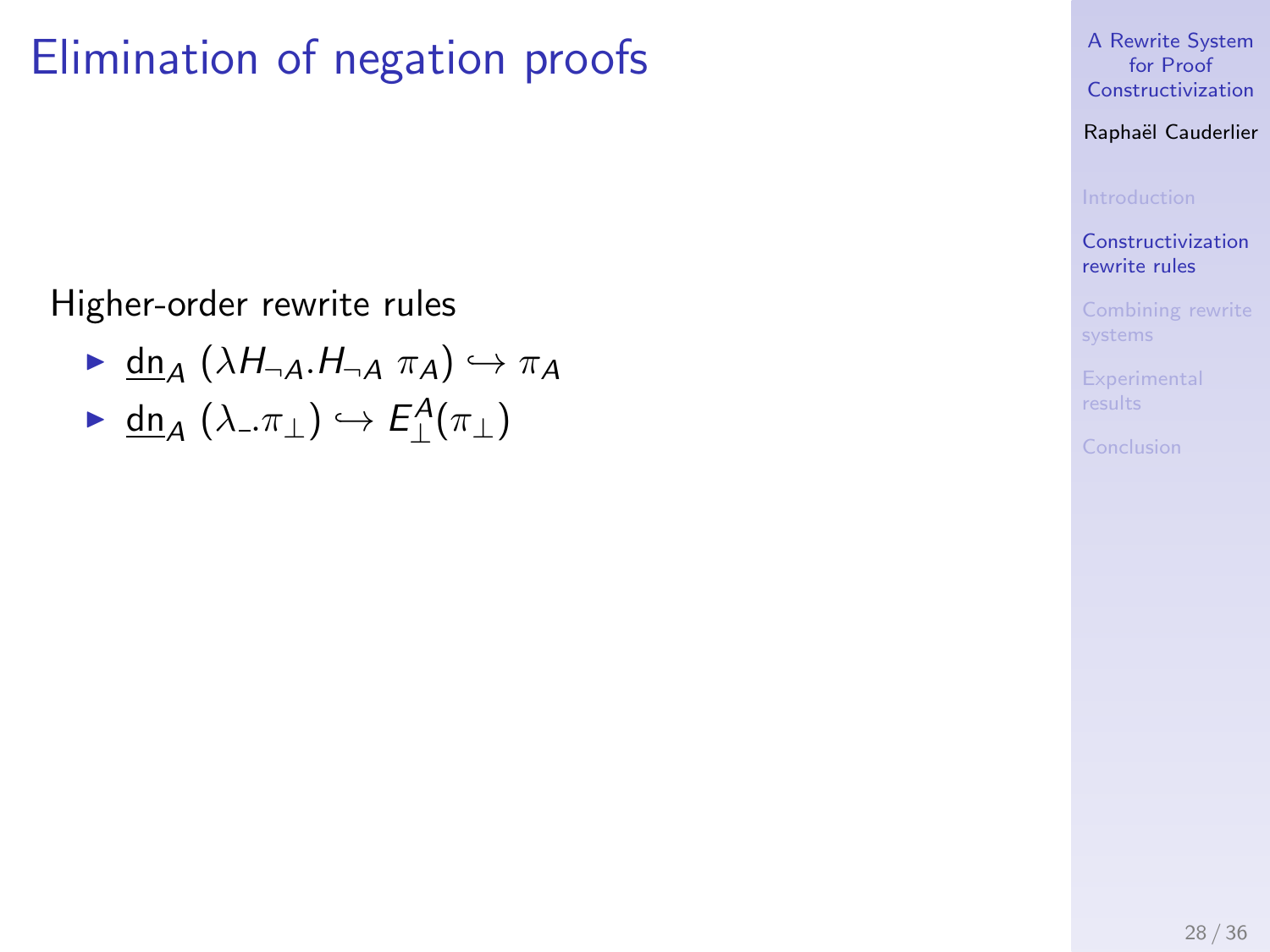# Elimination of negation proofs

Higher-order rewrite rules

- $\underline{\mathrm{dn}}_A\ (\lambda H_{\neg A}.H_{\neg A}\ \pi_A) \hookrightarrow \pi_A$
- $\underline{\mathrm{dn}}_A\ (\lambda \_.\pi_\perp) \hookrightarrow E_\perp^A(\pi_\perp)$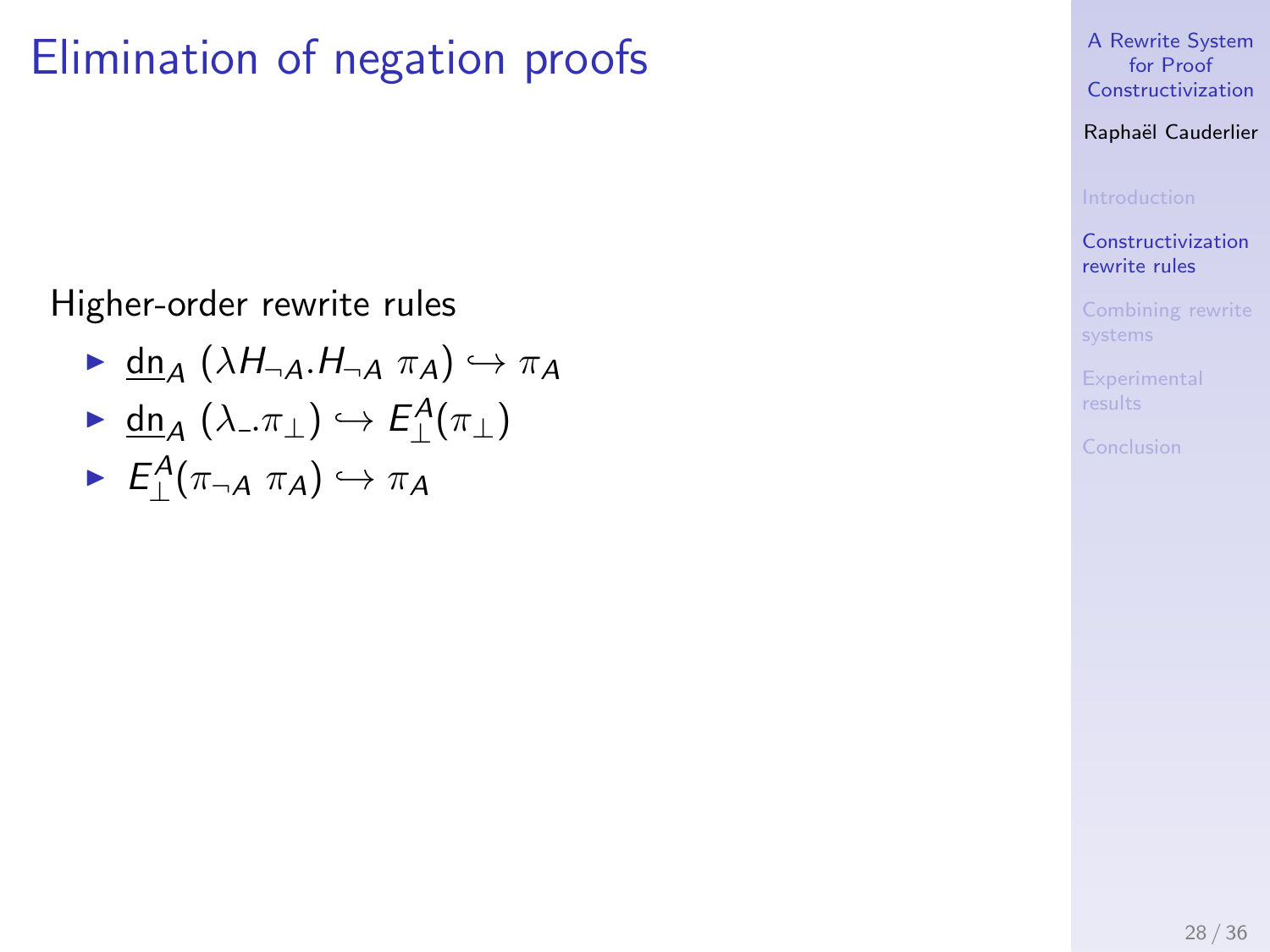# Elimination of negation proofs

Higher-order rewrite rules

- $\underline{\text{dn}}_A \ (\lambda H_{\neg A}.H_{\neg A}\ \pi_A) \hookrightarrow \pi_A$
- $\underline{\text{dn}}_A \ (\lambda \_.\pi_\perp) \hookrightarrow E_\perp^A(\pi_\perp)$
- $E_\perp^A(\pi_{\neg A}\ \pi_A) \hookrightarrow \pi_A$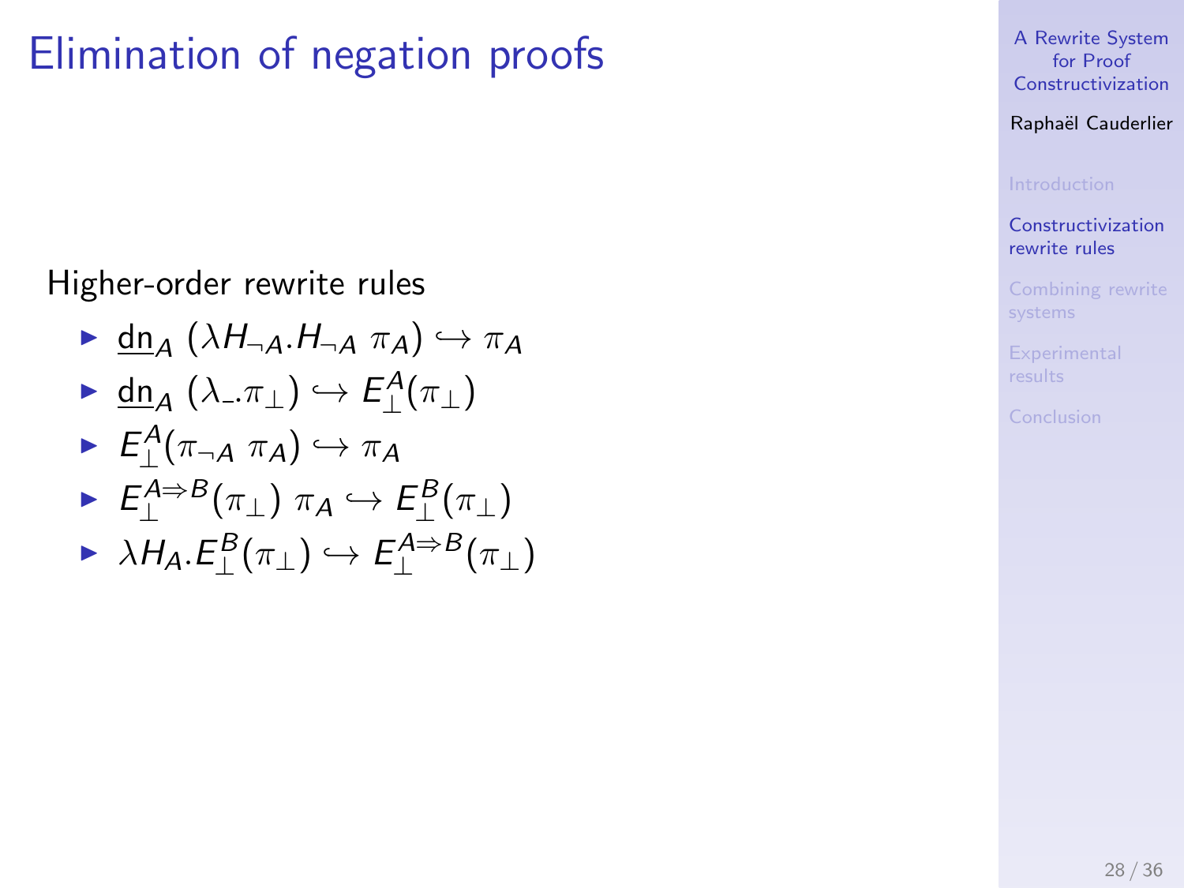# Elimination of negation proofs

Higher-order rewrite rules

- $\underline{\mathrm{dn}}_A \; (\lambda H_{\neg A}.H_{\neg A} \; \pi_A) \hookrightarrow \pi_A$
- $\underline{\mathrm{dn}}_A \; (\lambda\_.\pi_\bot) \hookrightarrow E_\bot^A(\pi_\bot)$
- $E_\bot^A(\pi_{\neg A} \; \pi_A) \hookrightarrow \pi_A$
- $E_\bot^{A \Rightarrow B}(\pi_\bot) \; \pi_A \hookrightarrow E_\bot^B(\pi_\bot)$
- $\lambda H_A.E_\bot^B(\pi_\bot) \hookrightarrow E_\bot^{A \Rightarrow B}(\pi_\bot)$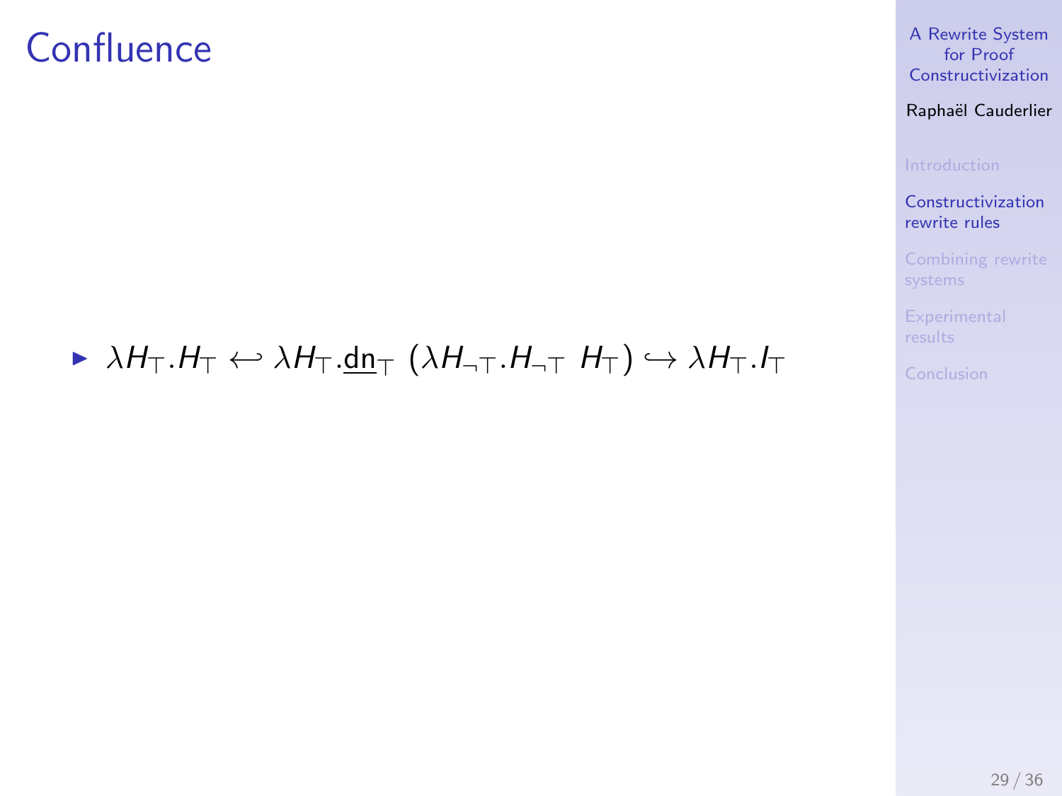# Confluence

- $\lambda H_\top . H_\top \hookleftarrow \lambda H_\top . \underline{\mathsf{dn}}_\top \ (\lambda H_{\neg\top} . H_{\neg\top} \ H_\top) \hookrightarrow \lambda H_\top . I_\top$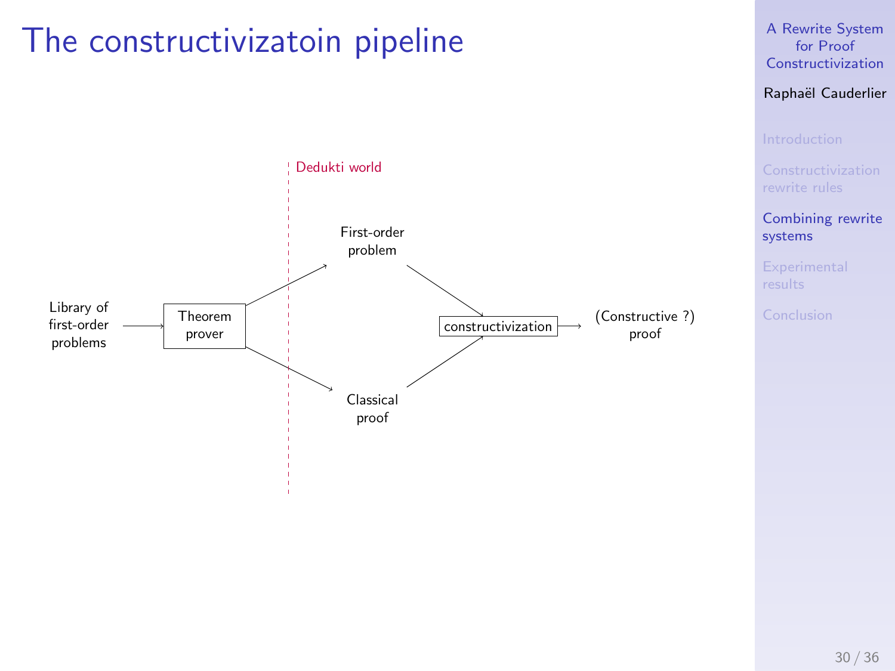# The constructivizatoin pipeline

Dedukti world

Library of first-order problems → Theorem prover → First-order problem / Classical proof → constructivization → (Constructive ?) proof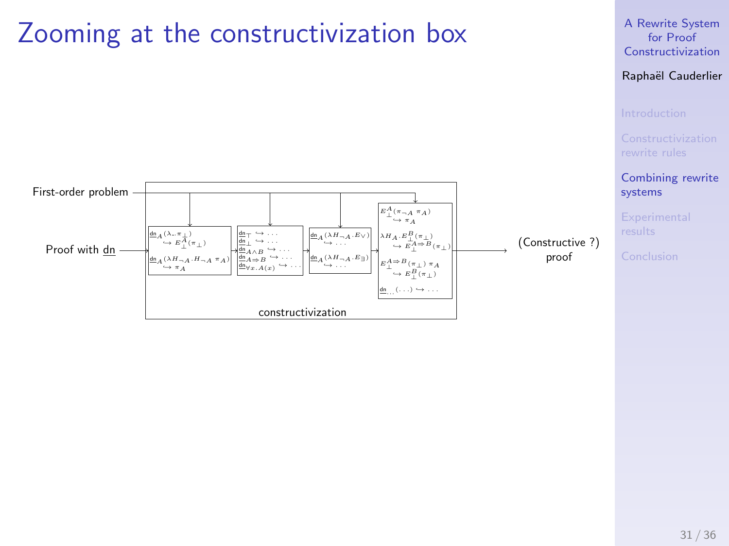# Zooming at the constructivization box

First-order problem

Proof with $\underline{\mathsf{dn}}$

$\underline{\mathsf{dn}}_A(\lambda\_.\pi_\bot) \hookrightarrow E_\bot^A(\pi_\bot)$

$\underline{\mathsf{dn}}_A(\lambda H_{\neg A}.H_{\neg A}\ \pi_A) \hookrightarrow \pi_A$

$\underline{\mathsf{dn}}_\top \hookrightarrow \ldots$
$\underline{\mathsf{dn}}_\bot \hookrightarrow \ldots$
$\underline{\mathsf{dn}}_{A\wedge B} \hookrightarrow \ldots$
$\underline{\mathsf{dn}}_{A\Rightarrow B} \hookrightarrow \ldots$
$\underline{\mathsf{dn}}_{\forall x.A(x)} \hookrightarrow \ldots$

$\underline{\mathsf{dn}}_A(\lambda H_{\neg A}.E_\vee) \hookrightarrow \ldots$

$\underline{\mathsf{dn}}_A(\lambda H_{\neg A}.E_\exists) \hookrightarrow \ldots$

$E_\bot^A(\pi_{\neg A}\ \pi_A) \hookrightarrow \pi_A$

$\lambda H_A.E_\bot^B(\pi_\bot) \hookrightarrow E_\bot^{A\Rightarrow B}(\pi_\bot)$

$E_\bot^{A\Rightarrow B}(\pi_\bot)\ \pi_A \hookrightarrow E_\bot^B(\pi_\bot)$

$\underline{\mathsf{dn}}_{\ldots}(\ldots) \hookrightarrow \ldots$

constructivization

(Constructive ?) proof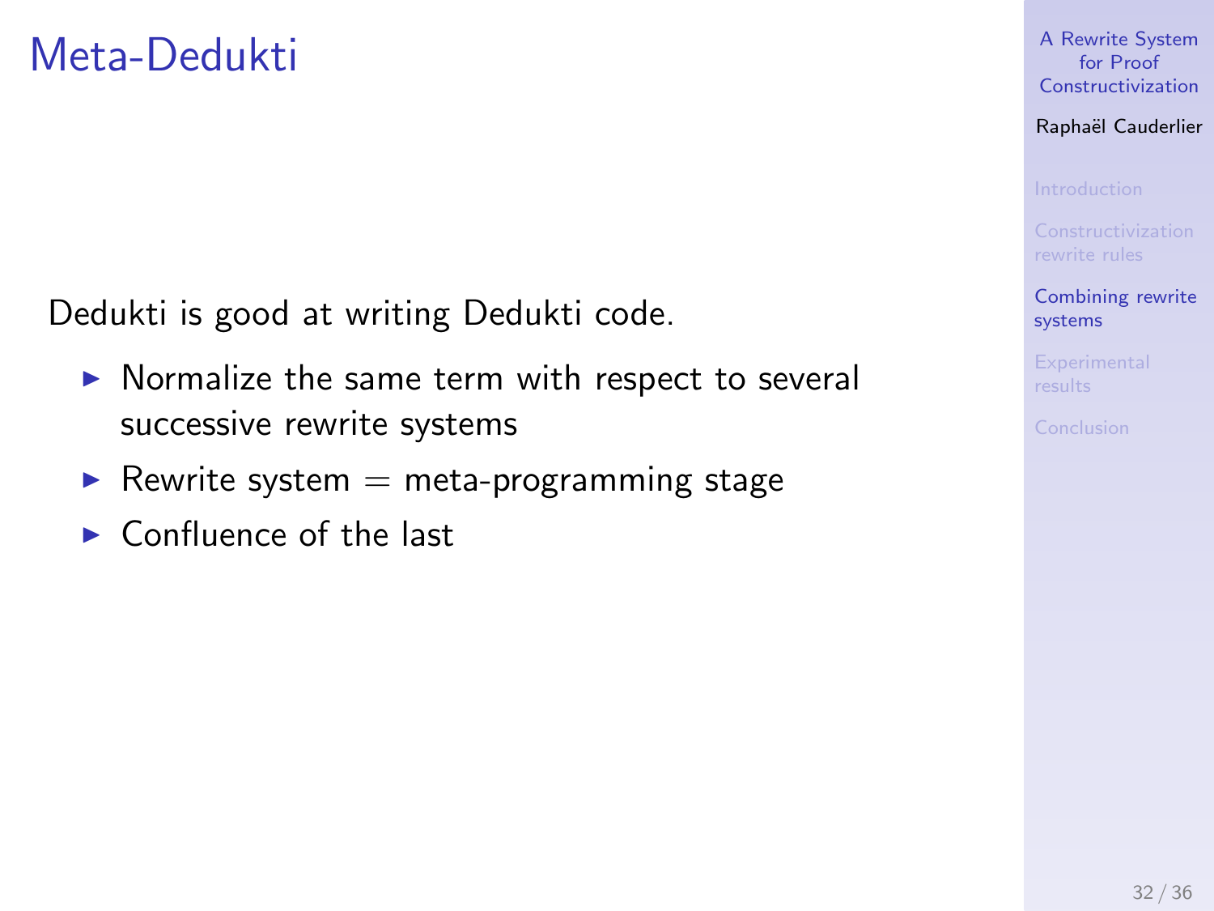# Meta-Dedukti

Dedukti is good at writing Dedukti code.

- Normalize the same term with respect to several successive rewrite systems
- Rewrite system = meta-programming stage
- Confluence of the last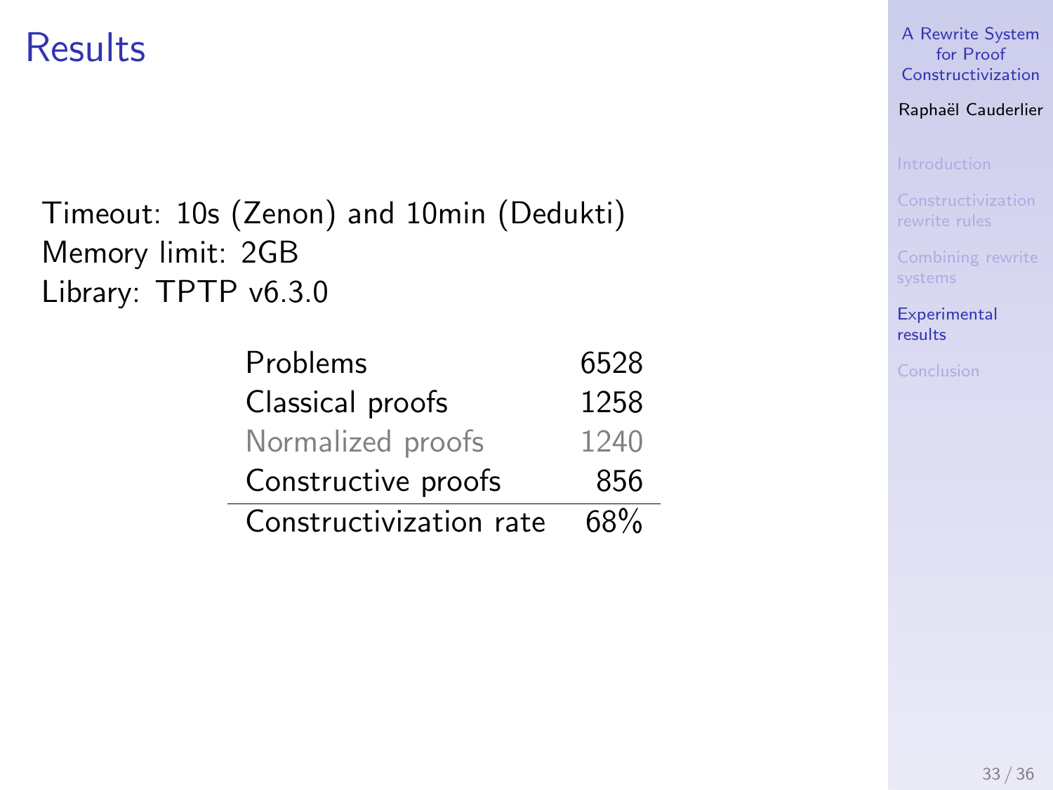# Results

Timeout: 10s (Zenon) and 10min (Dedukti)
Memory limit: 2GB
Library: TPTP v6.3.0

| | |
|---|---|
| Problems | 6528 |
| Classical proofs | 1258 |
| Normalized proofs | 1240 |
| Constructive proofs | 856 |
| Constructivization rate | 68% |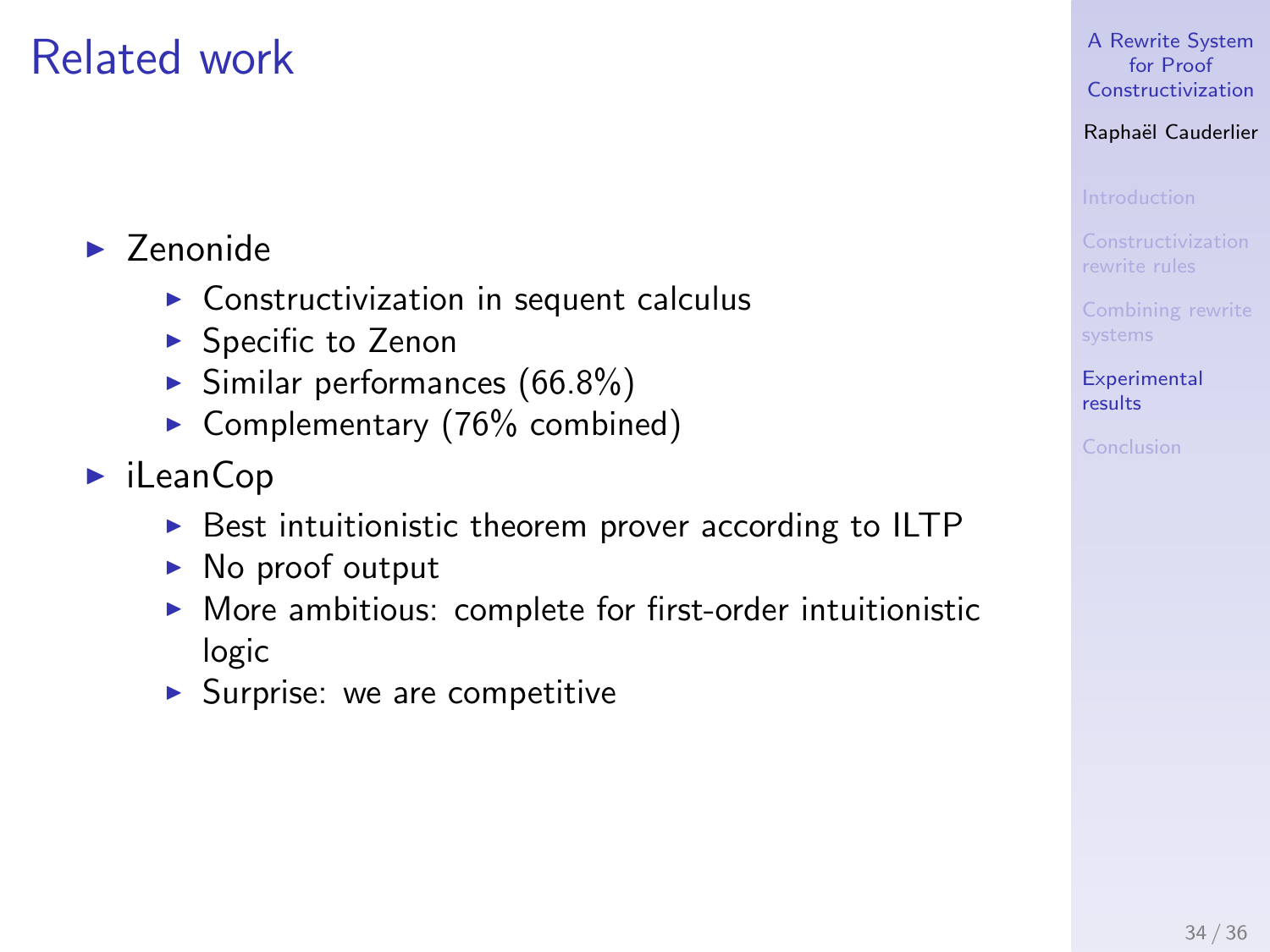# Related work

- Zenonide
  - Constructivization in sequent calculus
  - Specific to Zenon
  - Similar performances (66.8%)
  - Complementary (76% combined)
- iLeanCop
  - Best intuitionistic theorem prover according to ILTP
  - No proof output
  - More ambitious: complete for first-order intuitionistic logic
  - Surprise: we are competitive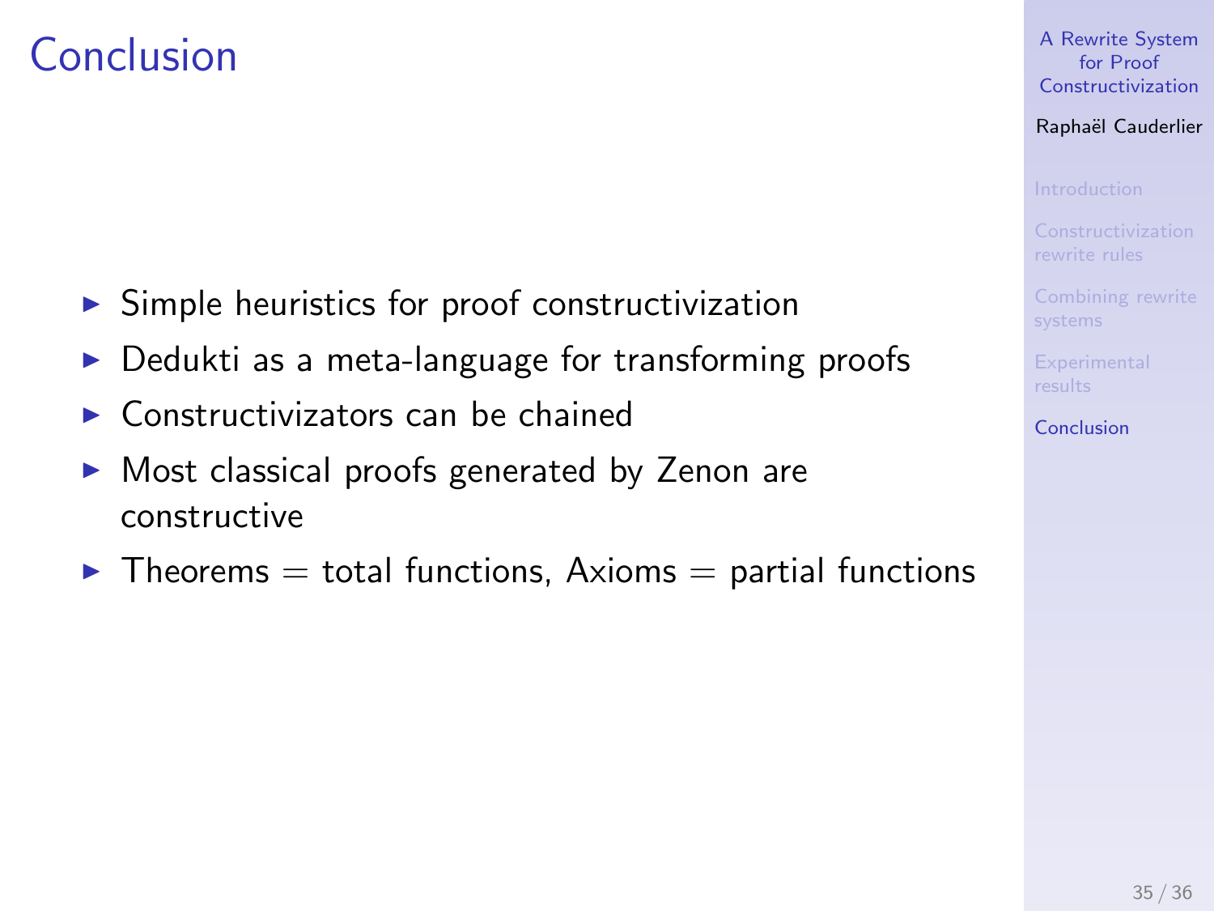# Conclusion

- Simple heuristics for proof constructivization
- Dedukti as a meta-language for transforming proofs
- Constructivizators can be chained
- Most classical proofs generated by Zenon are constructive
- Theorems = total functions, Axioms = partial functions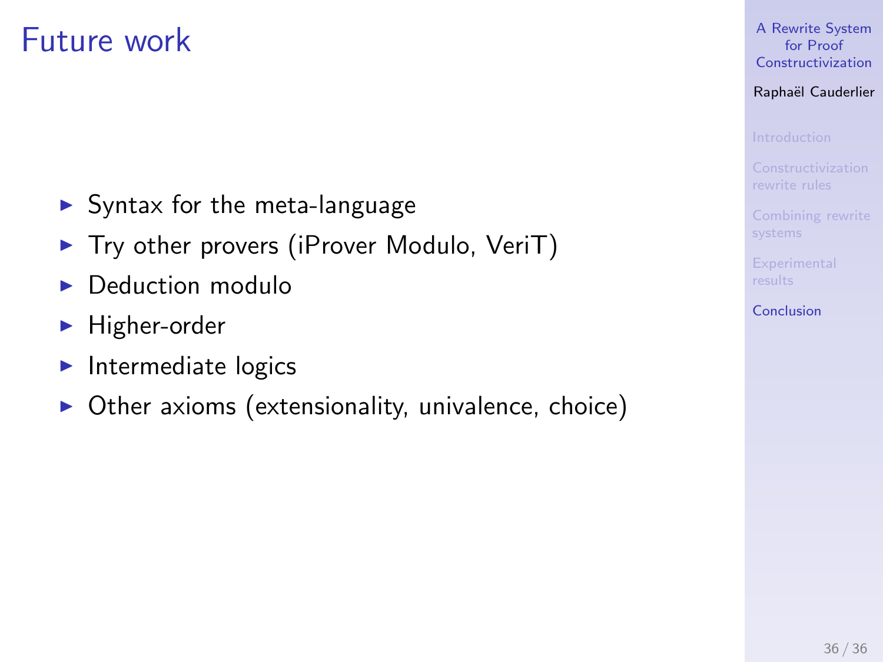# Future work

- Syntax for the meta-language
- Try other provers (iProver Modulo, VeriT)
- Deduction modulo
- Higher-order
- Intermediate logics
- Other axioms (extensionality, univalence, choice)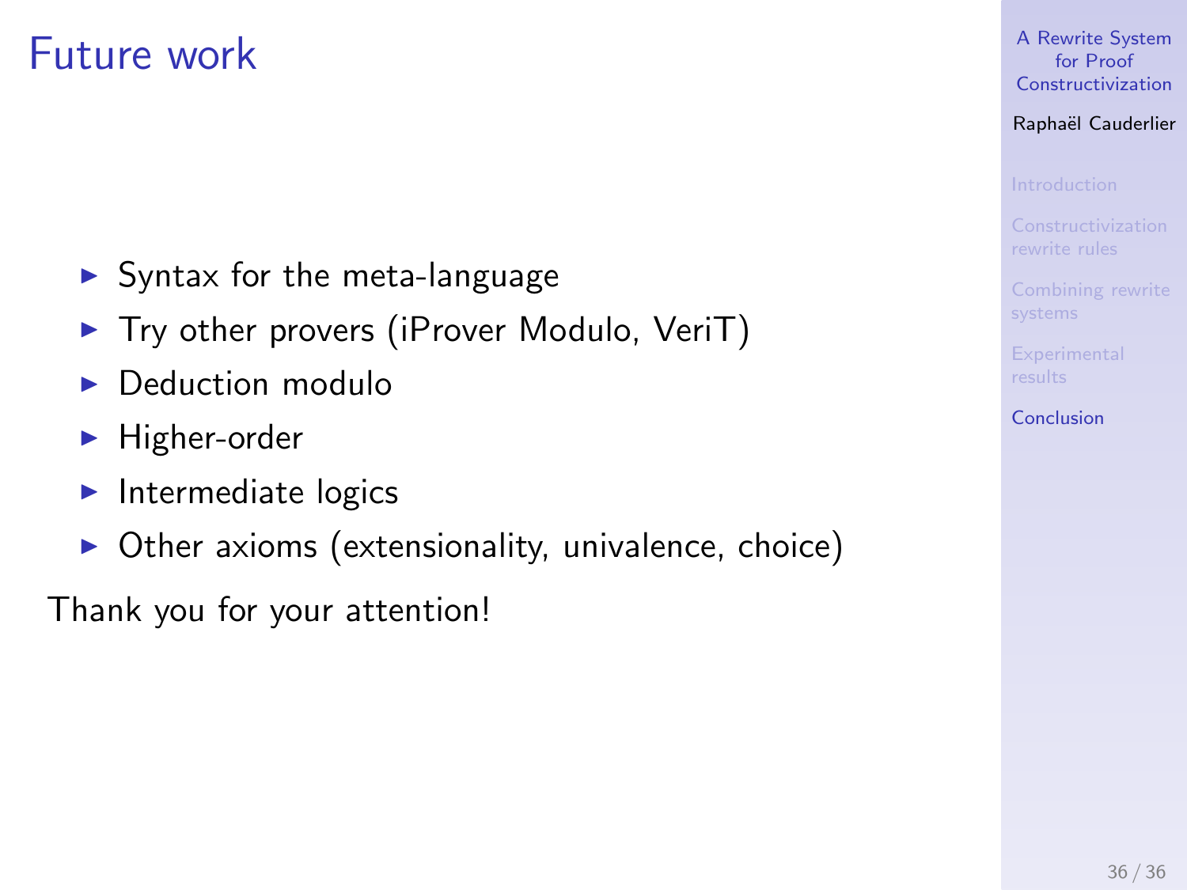# Future work

- Syntax for the meta-language
- Try other provers (iProver Modulo, VeriT)
- Deduction modulo
- Higher-order
- Intermediate logics
- Other axioms (extensionality, univalence, choice)

Thank you for your attention!